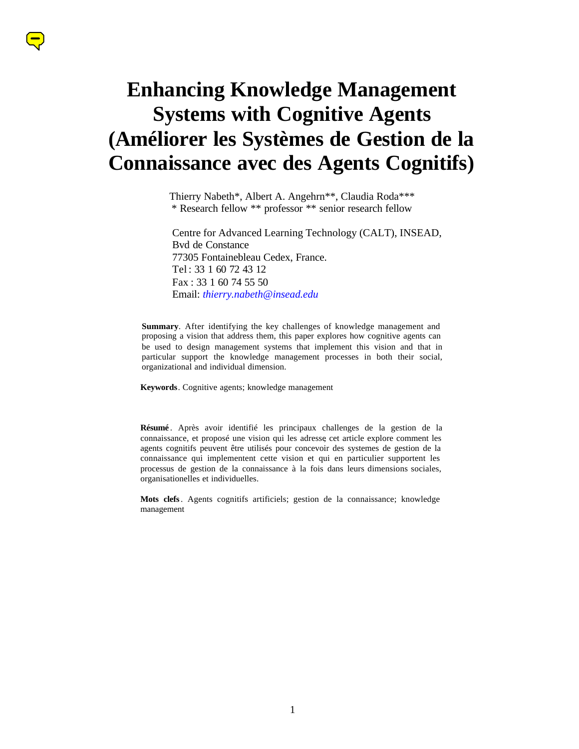# Enhancing Knowledge Management Systems with Cognitive Agents (Améliorer les Systèmes de Gestion de la Connaissance avec des Agents Cognitifs)

Thierry Nabeth*, Albert A. Angehrn**, Claudia Roda***
* Research fellow ** professor ** senior research fellow

Centre for Advanced Learning Technology (CALT), INSEAD,
Bvd de Constance
77305 Fontainebleau Cedex, France.
Tel : 33 1 60 72 43 12
Fax : 33 1 60 74 55 50
Email: *thierry.nabeth@insead.edu*

**Summary**. After identifying the key challenges of knowledge management and proposing a vision that address them, this paper explores how cognitive agents can be used to design management systems that implement this vision and that in particular support the knowledge management processes in both their social, organizational and individual dimension.

**Keywords**. Cognitive agents; knowledge management

**Résumé**. Après avoir identifié les principaux challenges de la gestion de la connaissance, et proposé une vision qui les adresse, cet article explore comment les agents cognitifs peuvent être utilisés pour concevoir des systemes de gestion de la connaissance qui implementent cette vision et qui en particulier supportent les processus de gestion de la connaissance à la fois dans leurs dimensions sociales, organisationelles et individuelles.

**Mots clefs**. Agents cognitifs artificiels; gestion de la connaissance; knowledge management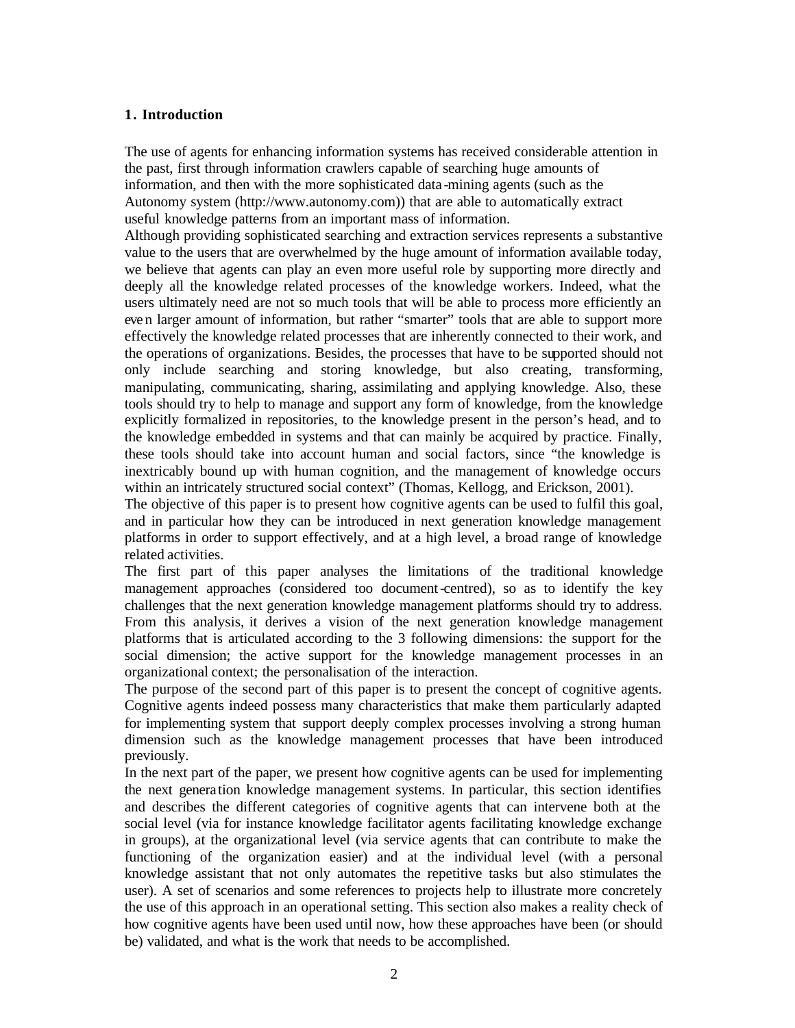## 1. Introduction

The use of agents for enhancing information systems has received considerable attention in the past, first through information crawlers capable of searching huge amounts of information, and then with the more sophisticated data-mining agents (such as the Autonomy system (http://www.autonomy.com)) that are able to automatically extract useful knowledge patterns from an important mass of information.

Although providing sophisticated searching and extraction services represents a substantive value to the users that are overwhelmed by the huge amount of information available today, we believe that agents can play an even more useful role by supporting more directly and deeply all the knowledge related processes of the knowledge workers. Indeed, what the users ultimately need are not so much tools that will be able to process more efficiently an even larger amount of information, but rather "smarter" tools that are able to support more effectively the knowledge related processes that are inherently connected to their work, and the operations of organizations. Besides, the processes that have to be supported should not only include searching and storing knowledge, but also creating, transforming, manipulating, communicating, sharing, assimilating and applying knowledge. Also, these tools should try to help to manage and support any form of knowledge, from the knowledge explicitly formalized in repositories, to the knowledge present in the person's head, and to the knowledge embedded in systems and that can mainly be acquired by practice. Finally, these tools should take into account human and social factors, since "the knowledge is inextricably bound up with human cognition, and the management of knowledge occurs within an intricately structured social context" (Thomas, Kellogg, and Erickson, 2001).

The objective of this paper is to present how cognitive agents can be used to fulfil this goal, and in particular how they can be introduced in next generation knowledge management platforms in order to support effectively, and at a high level, a broad range of knowledge related activities.

The first part of this paper analyses the limitations of the traditional knowledge management approaches (considered too document-centred), so as to identify the key challenges that the next generation knowledge management platforms should try to address. From this analysis, it derives a vision of the next generation knowledge management platforms that is articulated according to the 3 following dimensions: the support for the social dimension; the active support for the knowledge management processes in an organizational context; the personalisation of the interaction.

The purpose of the second part of this paper is to present the concept of cognitive agents. Cognitive agents indeed possess many characteristics that make them particularly adapted for implementing system that support deeply complex processes involving a strong human dimension such as the knowledge management processes that have been introduced previously.

In the next part of the paper, we present how cognitive agents can be used for implementing the next generation knowledge management systems. In particular, this section identifies and describes the different categories of cognitive agents that can intervene both at the social level (via for instance knowledge facilitator agents facilitating knowledge exchange in groups), at the organizational level (via service agents that can contribute to make the functioning of the organization easier) and at the individual level (with a personal knowledge assistant that not only automates the repetitive tasks but also stimulates the user). A set of scenarios and some references to projects help to illustrate more concretely the use of this approach in an operational setting. This section also makes a reality check of how cognitive agents have been used until now, how these approaches have been (or should be) validated, and what is the work that needs to be accomplished.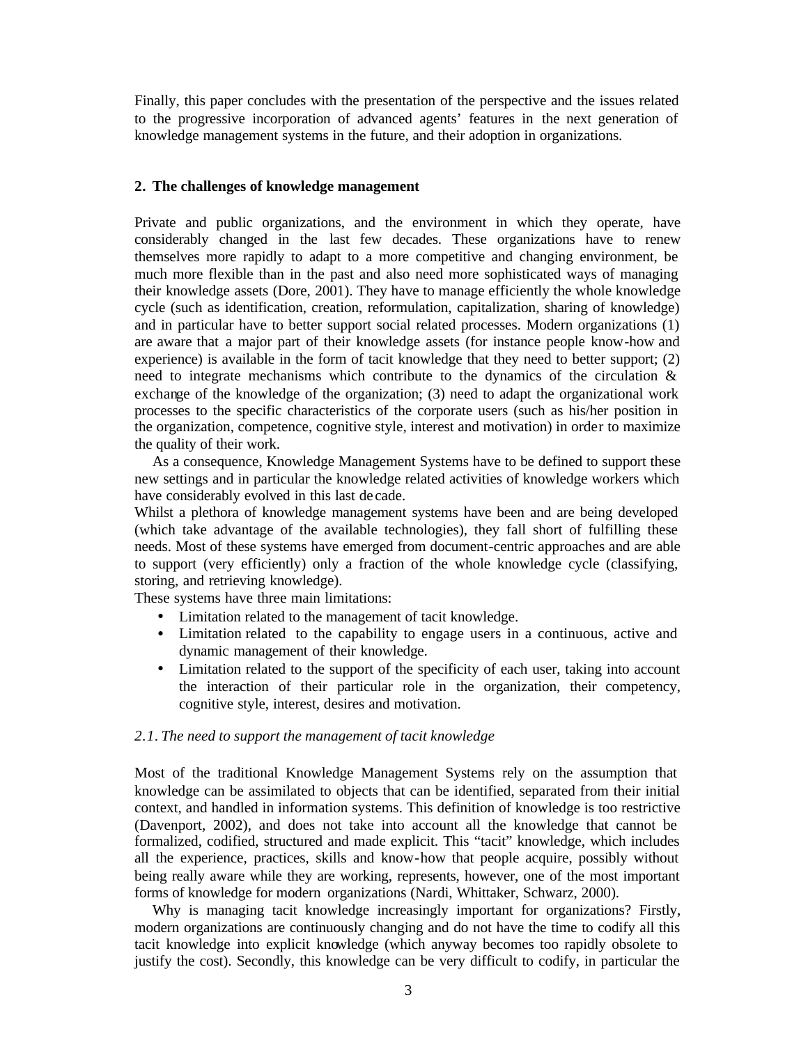Finally, this paper concludes with the presentation of the perspective and the issues related to the progressive incorporation of advanced agents' features in the next generation of knowledge management systems in the future, and their adoption in organizations.

## 2. The challenges of knowledge management

Private and public organizations, and the environment in which they operate, have considerably changed in the last few decades. These organizations have to renew themselves more rapidly to adapt to a more competitive and changing environment, be much more flexible than in the past and also need more sophisticated ways of managing their knowledge assets (Dore, 2001). They have to manage efficiently the whole knowledge cycle (such as identification, creation, reformulation, capitalization, sharing of knowledge) and in particular have to better support social related processes. Modern organizations (1) are aware that a major part of their knowledge assets (for instance people know-how and experience) is available in the form of tacit knowledge that they need to better support; (2) need to integrate mechanisms which contribute to the dynamics of the circulation & exchange of the knowledge of the organization; (3) need to adapt the organizational work processes to the specific characteristics of the corporate users (such as his/her position in the organization, competence, cognitive style, interest and motivation) in order to maximize the quality of their work.

As a consequence, Knowledge Management Systems have to be defined to support these new settings and in particular the knowledge related activities of knowledge workers which have considerably evolved in this last decade.

Whilst a plethora of knowledge management systems have been and are being developed (which take advantage of the available technologies), they fall short of fulfilling these needs. Most of these systems have emerged from document-centric approaches and are able to support (very efficiently) only a fraction of the whole knowledge cycle (classifying, storing, and retrieving knowledge).

These systems have three main limitations:

- Limitation related to the management of tacit knowledge.
- Limitation related to the capability to engage users in a continuous, active and dynamic management of their knowledge.
- Limitation related to the support of the specificity of each user, taking into account the interaction of their particular role in the organization, their competency, cognitive style, interest, desires and motivation.

### *2.1. The need to support the management of tacit knowledge*

Most of the traditional Knowledge Management Systems rely on the assumption that knowledge can be assimilated to objects that can be identified, separated from their initial context, and handled in information systems. This definition of knowledge is too restrictive (Davenport, 2002), and does not take into account all the knowledge that cannot be formalized, codified, structured and made explicit. This "tacit" knowledge, which includes all the experience, practices, skills and know-how that people acquire, possibly without being really aware while they are working, represents, however, one of the most important forms of knowledge for modern organizations (Nardi, Whittaker, Schwarz, 2000).

Why is managing tacit knowledge increasingly important for organizations? Firstly, modern organizations are continuously changing and do not have the time to codify all this tacit knowledge into explicit knowledge (which anyway becomes too rapidly obsolete to justify the cost). Secondly, this knowledge can be very difficult to codify, in particular the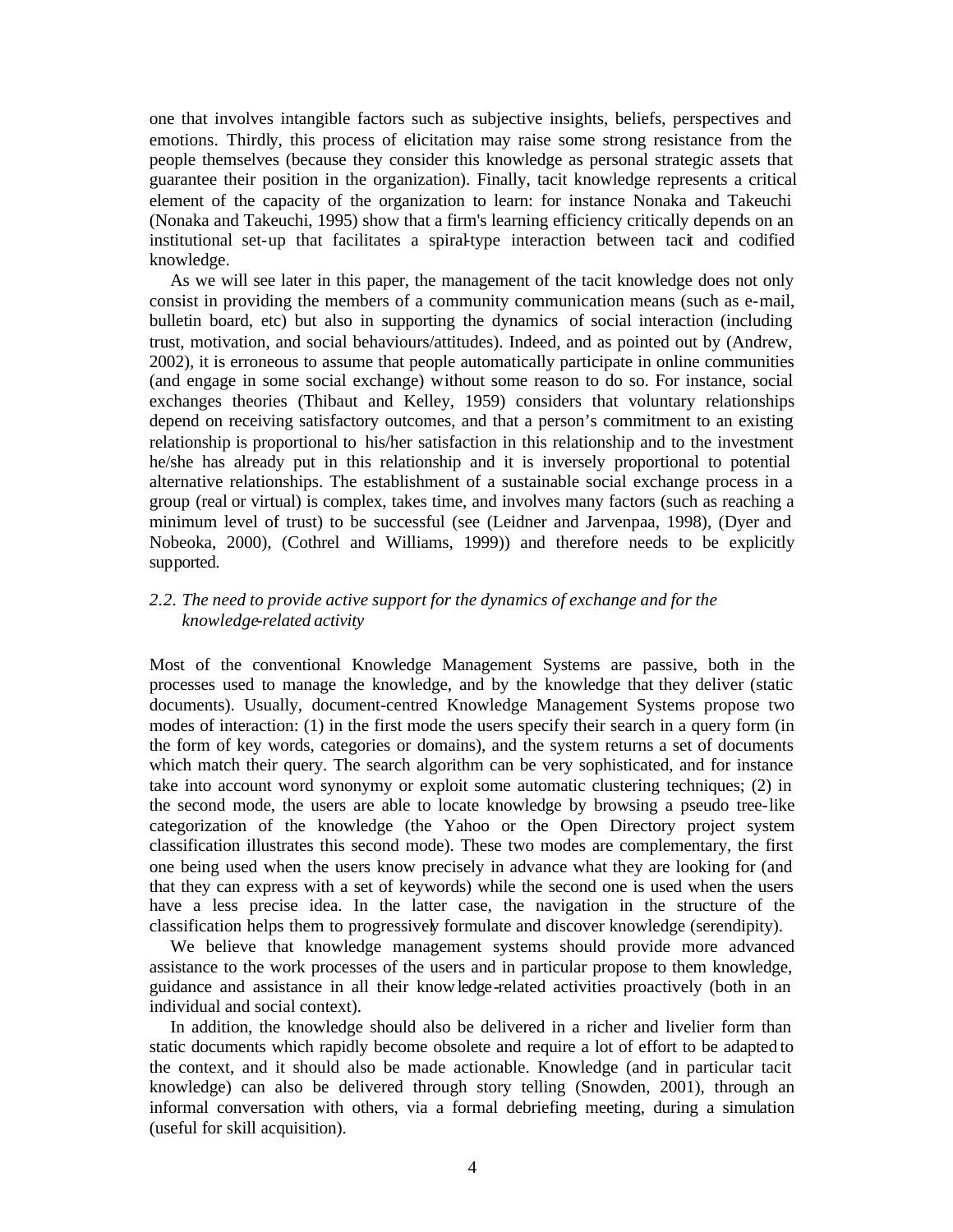one that involves intangible factors such as subjective insights, beliefs, perspectives and emotions. Thirdly, this process of elicitation may raise some strong resistance from the people themselves (because they consider this knowledge as personal strategic assets that guarantee their position in the organization). Finally, tacit knowledge represents a critical element of the capacity of the organization to learn: for instance Nonaka and Takeuchi (Nonaka and Takeuchi, 1995) show that a firm's learning efficiency critically depends on an institutional set-up that facilitates a spiral-type interaction between tacit and codified knowledge.

As we will see later in this paper, the management of the tacit knowledge does not only consist in providing the members of a community communication means (such as e-mail, bulletin board, etc) but also in supporting the dynamics of social interaction (including trust, motivation, and social behaviours/attitudes). Indeed, and as pointed out by (Andrew, 2002), it is erroneous to assume that people automatically participate in online communities (and engage in some social exchange) without some reason to do so. For instance, social exchanges theories (Thibaut and Kelley, 1959) considers that voluntary relationships depend on receiving satisfactory outcomes, and that a person's commitment to an existing relationship is proportional to his/her satisfaction in this relationship and to the investment he/she has already put in this relationship and it is inversely proportional to potential alternative relationships. The establishment of a sustainable social exchange process in a group (real or virtual) is complex, takes time, and involves many factors (such as reaching a minimum level of trust) to be successful (see (Leidner and Jarvenpaa, 1998), (Dyer and Nobeoka, 2000), (Cothrel and Williams, 1999)) and therefore needs to be explicitly supported.

### *2.2. The need to provide active support for the dynamics of exchange and for the knowledge-related activity*

Most of the conventional Knowledge Management Systems are passive, both in the processes used to manage the knowledge, and by the knowledge that they deliver (static documents). Usually, document-centred Knowledge Management Systems propose two modes of interaction: (1) in the first mode the users specify their search in a query form (in the form of key words, categories or domains), and the system returns a set of documents which match their query. The search algorithm can be very sophisticated, and for instance take into account word synonymy or exploit some automatic clustering techniques; (2) in the second mode, the users are able to locate knowledge by browsing a pseudo tree-like categorization of the knowledge (the Yahoo or the Open Directory project system classification illustrates this second mode). These two modes are complementary, the first one being used when the users know precisely in advance what they are looking for (and that they can express with a set of keywords) while the second one is used when the users have a less precise idea. In the latter case, the navigation in the structure of the classification helps them to progressively formulate and discover knowledge (serendipity).

We believe that knowledge management systems should provide more advanced assistance to the work processes of the users and in particular propose to them knowledge, guidance and assistance in all their knowledge-related activities proactively (both in an individual and social context).

In addition, the knowledge should also be delivered in a richer and livelier form than static documents which rapidly become obsolete and require a lot of effort to be adapted to the context, and it should also be made actionable. Knowledge (and in particular tacit knowledge) can also be delivered through story telling (Snowden, 2001), through an informal conversation with others, via a formal debriefing meeting, during a simulation (useful for skill acquisition).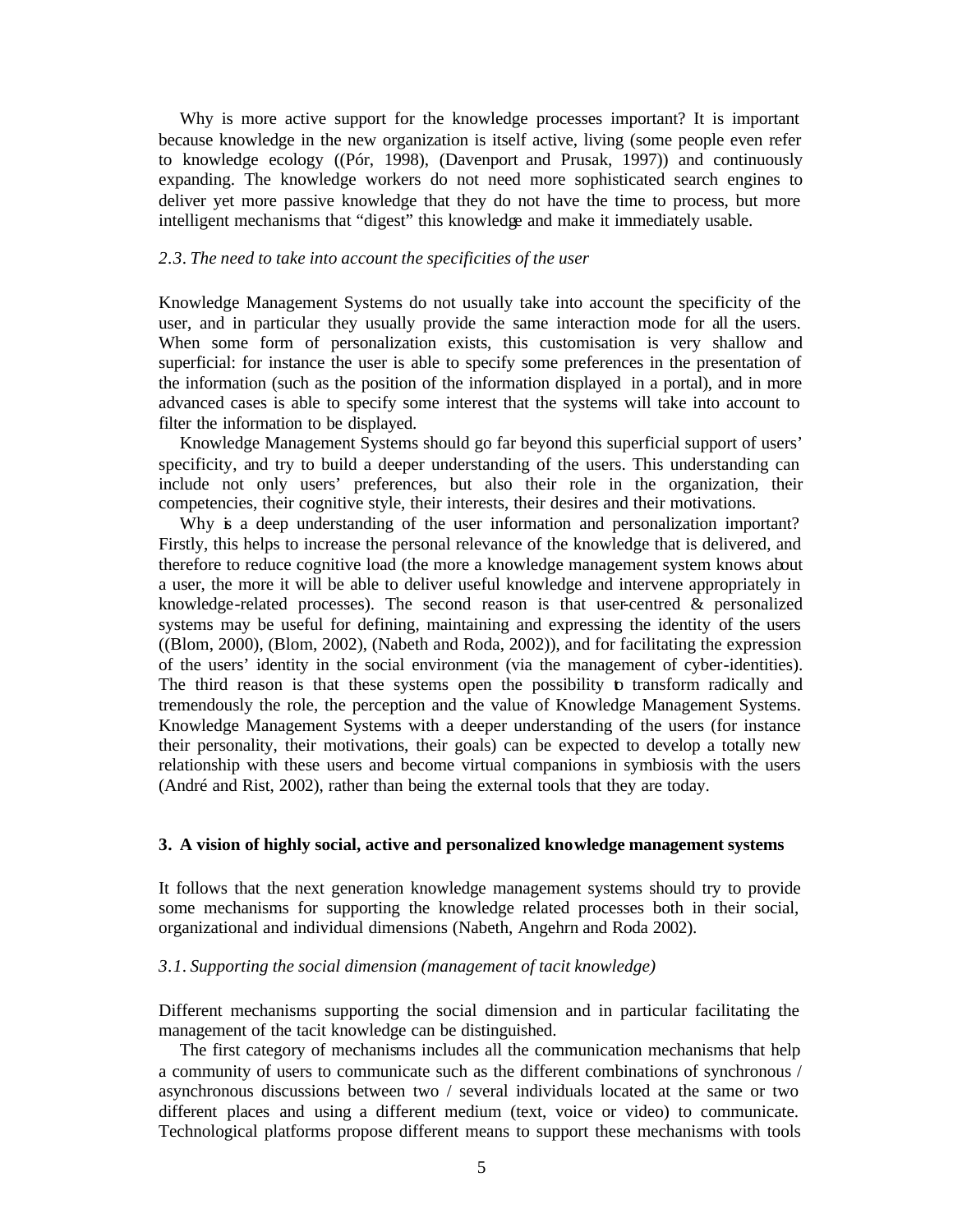Why is more active support for the knowledge processes important? It is important because knowledge in the new organization is itself active, living (some people even refer to knowledge ecology ((Pór, 1998), (Davenport and Prusak, 1997)) and continuously expanding. The knowledge workers do not need more sophisticated search engines to deliver yet more passive knowledge that they do not have the time to process, but more intelligent mechanisms that "digest" this knowledge and make it immediately usable.

### *2.3. The need to take into account the specificities of the user*

Knowledge Management Systems do not usually take into account the specificity of the user, and in particular they usually provide the same interaction mode for all the users. When some form of personalization exists, this customisation is very shallow and superficial: for instance the user is able to specify some preferences in the presentation of the information (such as the position of the information displayed in a portal), and in more advanced cases is able to specify some interest that the systems will take into account to filter the information to be displayed.

Knowledge Management Systems should go far beyond this superficial support of users' specificity, and try to build a deeper understanding of the users. This understanding can include not only users' preferences, but also their role in the organization, their competencies, their cognitive style, their interests, their desires and their motivations.

Why is a deep understanding of the user information and personalization important? Firstly, this helps to increase the personal relevance of the knowledge that is delivered, and therefore to reduce cognitive load (the more a knowledge management system knows about a user, the more it will be able to deliver useful knowledge and intervene appropriately in knowledge-related processes). The second reason is that user-centred & personalized systems may be useful for defining, maintaining and expressing the identity of the users ((Blom, 2000), (Blom, 2002), (Nabeth and Roda, 2002)), and for facilitating the expression of the users' identity in the social environment (via the management of cyber-identities). The third reason is that these systems open the possibility to transform radically and tremendously the role, the perception and the value of Knowledge Management Systems. Knowledge Management Systems with a deeper understanding of the users (for instance their personality, their motivations, their goals) can be expected to develop a totally new relationship with these users and become virtual companions in symbiosis with the users (André and Rist, 2002), rather than being the external tools that they are today.

## **3. A vision of highly social, active and personalized knowledge management systems**

It follows that the next generation knowledge management systems should try to provide some mechanisms for supporting the knowledge related processes both in their social, organizational and individual dimensions (Nabeth, Angehrn and Roda 2002).

### *3.1. Supporting the social dimension (management of tacit knowledge)*

Different mechanisms supporting the social dimension and in particular facilitating the management of the tacit knowledge can be distinguished.

The first category of mechanisms includes all the communication mechanisms that help a community of users to communicate such as the different combinations of synchronous / asynchronous discussions between two / several individuals located at the same or two different places and using a different medium (text, voice or video) to communicate. Technological platforms propose different means to support these mechanisms with tools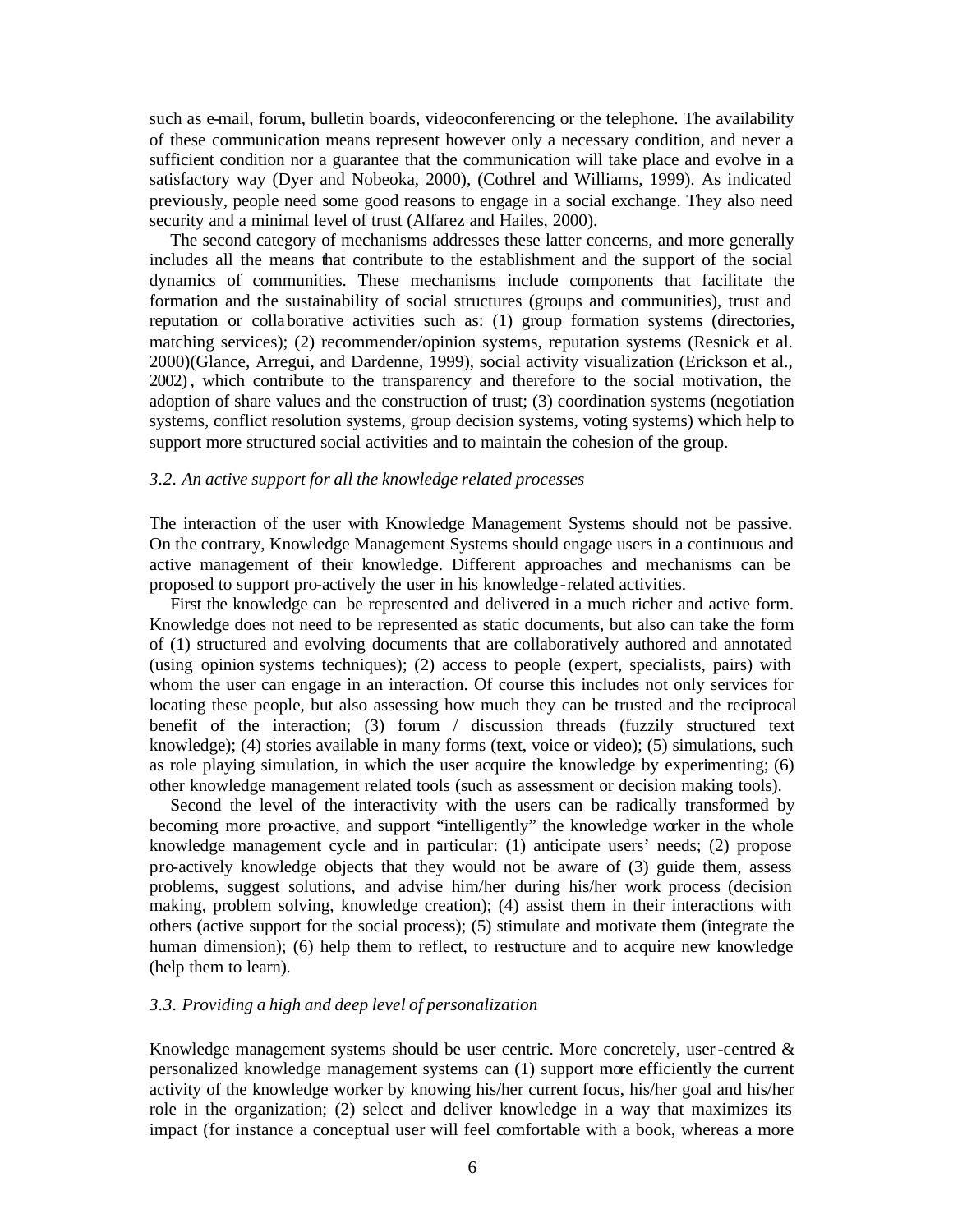such as e-mail, forum, bulletin boards, videoconferencing or the telephone. The availability of these communication means represent however only a necessary condition, and never a sufficient condition nor a guarantee that the communication will take place and evolve in a satisfactory way (Dyer and Nobeoka, 2000), (Cothrel and Williams, 1999). As indicated previously, people need some good reasons to engage in a social exchange. They also need security and a minimal level of trust (Alfarez and Hailes, 2000).

The second category of mechanisms addresses these latter concerns, and more generally includes all the means that contribute to the establishment and the support of the social dynamics of communities. These mechanisms include components that facilitate the formation and the sustainability of social structures (groups and communities), trust and reputation or collaborative activities such as: (1) group formation systems (directories, matching services); (2) recommender/opinion systems, reputation systems (Resnick et al. 2000)(Glance, Arregui, and Dardenne, 1999), social activity visualization (Erickson et al., 2002), which contribute to the transparency and therefore to the social motivation, the adoption of share values and the construction of trust; (3) coordination systems (negotiation systems, conflict resolution systems, group decision systems, voting systems) which help to support more structured social activities and to maintain the cohesion of the group.

### *3.2. An active support for all the knowledge related processes*

The interaction of the user with Knowledge Management Systems should not be passive. On the contrary, Knowledge Management Systems should engage users in a continuous and active management of their knowledge. Different approaches and mechanisms can be proposed to support pro-actively the user in his knowledge-related activities.

First the knowledge can be represented and delivered in a much richer and active form. Knowledge does not need to be represented as static documents, but also can take the form of (1) structured and evolving documents that are collaboratively authored and annotated (using opinion systems techniques); (2) access to people (expert, specialists, pairs) with whom the user can engage in an interaction. Of course this includes not only services for locating these people, but also assessing how much they can be trusted and the reciprocal benefit of the interaction; (3) forum / discussion threads (fuzzily structured text knowledge); (4) stories available in many forms (text, voice or video); (5) simulations, such as role playing simulation, in which the user acquire the knowledge by experimenting; (6) other knowledge management related tools (such as assessment or decision making tools).

Second the level of the interactivity with the users can be radically transformed by becoming more pro-active, and support "intelligently" the knowledge worker in the whole knowledge management cycle and in particular: (1) anticipate users' needs; (2) propose pro-actively knowledge objects that they would not be aware of (3) guide them, assess problems, suggest solutions, and advise him/her during his/her work process (decision making, problem solving, knowledge creation); (4) assist them in their interactions with others (active support for the social process); (5) stimulate and motivate them (integrate the human dimension); (6) help them to reflect, to restructure and to acquire new knowledge (help them to learn).

### *3.3. Providing a high and deep level of personalization*

Knowledge management systems should be user centric. More concretely, user-centred & personalized knowledge management systems can (1) support more efficiently the current activity of the knowledge worker by knowing his/her current focus, his/her goal and his/her role in the organization; (2) select and deliver knowledge in a way that maximizes its impact (for instance a conceptual user will feel comfortable with a book, whereas a more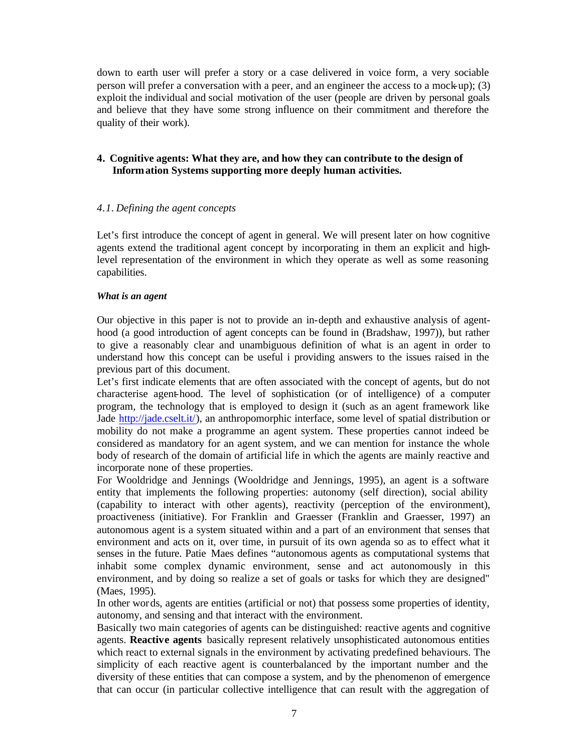down to earth user will prefer a story or a case delivered in voice form, a very sociable person will prefer a conversation with a peer, and an engineer the access to a mock-up); (3) exploit the individual and social motivation of the user (people are driven by personal goals and believe that they have some strong influence on their commitment and therefore the quality of their work).

## 4. Cognitive agents: What they are, and how they can contribute to the design of Information Systems supporting more deeply human activities.

### *4.1. Defining the agent concepts*

Let's first introduce the concept of agent in general. We will present later on how cognitive agents extend the traditional agent concept by incorporating in them an explicit and high-level representation of the environment in which they operate as well as some reasoning capabilities.

***What is an agent***

Our objective in this paper is not to provide an in-depth and exhaustive analysis of agent-hood (a good introduction of agent concepts can be found in (Bradshaw, 1997)), but rather to give a reasonably clear and unambiguous definition of what is an agent in order to understand how this concept can be useful i providing answers to the issues raised in the previous part of this document.

Let's first indicate elements that are often associated with the concept of agents, but do not characterise agent-hood. The level of sophistication (or of intelligence) of a computer program, the technology that is employed to design it (such as an agent framework like Jade http://jade.cselt.it/), an anthropomorphic interface, some level of spatial distribution or mobility do not make a programme an agent system. These properties cannot indeed be considered as mandatory for an agent system, and we can mention for instance the whole body of research of the domain of artificial life in which the agents are mainly reactive and incorporate none of these properties.

For Wooldridge and Jennings (Wooldridge and Jennings, 1995), an agent is a software entity that implements the following properties: autonomy (self direction), social ability (capability to interact with other agents), reactivity (perception of the environment), proactiveness (initiative). For Franklin and Graesser (Franklin and Graesser, 1997) an autonomous agent is a system situated within and a part of an environment that senses that environment and acts on it, over time, in pursuit of its own agenda so as to effect what it senses in the future. Patie Maes defines "autonomous agents as computational systems that inhabit some complex dynamic environment, sense and act autonomously in this environment, and by doing so realize a set of goals or tasks for which they are designed" (Maes, 1995).

In other words, agents are entities (artificial or not) that possess some properties of identity, autonomy, and sensing and that interact with the environment.

Basically two main categories of agents can be distinguished: reactive agents and cognitive agents. **Reactive agents** basically represent relatively unsophisticated autonomous entities which react to external signals in the environment by activating predefined behaviours. The simplicity of each reactive agent is counterbalanced by the important number and the diversity of these entities that can compose a system, and by the phenomenon of emergence that can occur (in particular collective intelligence that can result with the aggregation of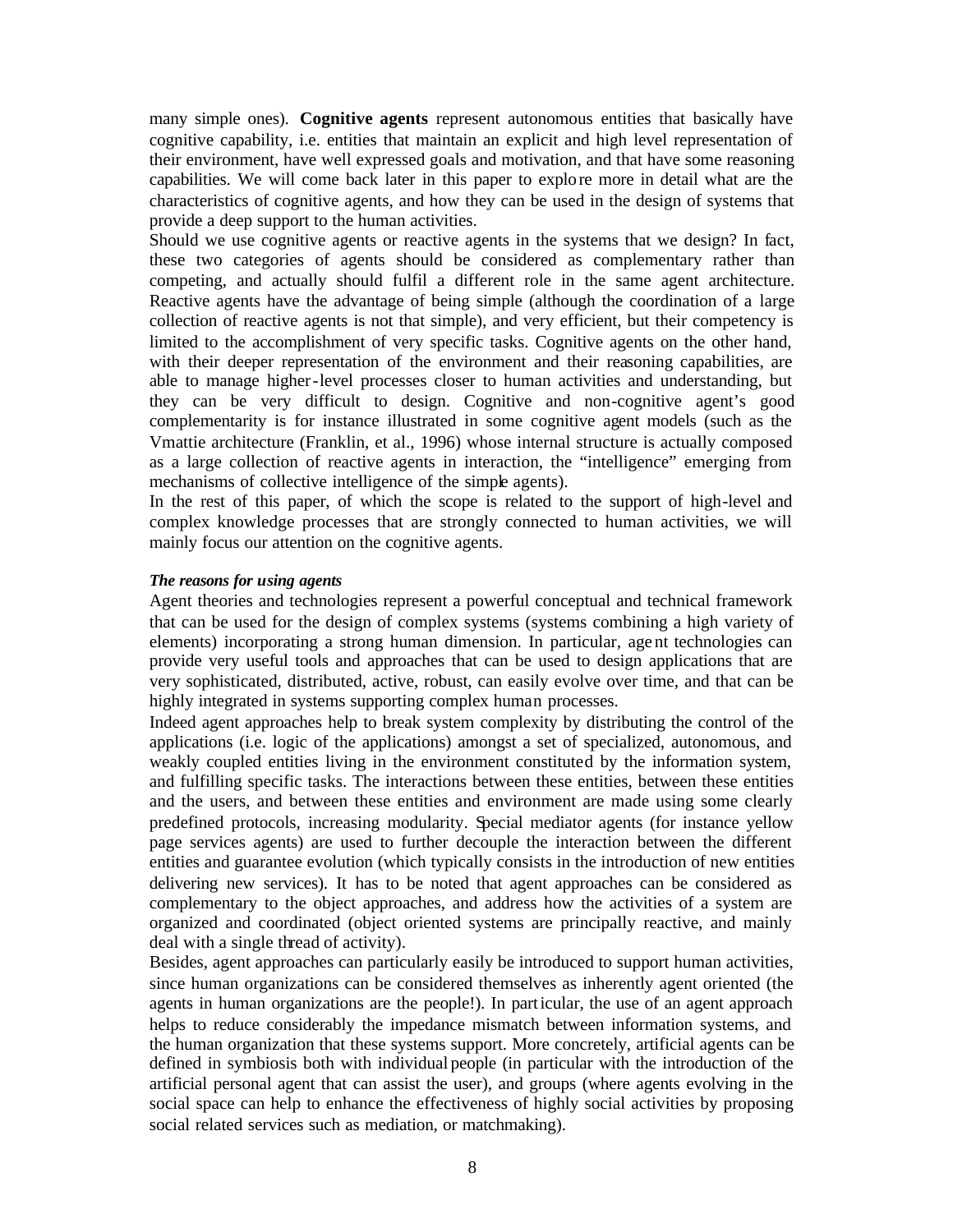many simple ones). **Cognitive agents** represent autonomous entities that basically have cognitive capability, i.e. entities that maintain an explicit and high level representation of their environment, have well expressed goals and motivation, and that have some reasoning capabilities. We will come back later in this paper to explore more in detail what are the characteristics of cognitive agents, and how they can be used in the design of systems that provide a deep support to the human activities.

Should we use cognitive agents or reactive agents in the systems that we design? In fact, these two categories of agents should be considered as complementary rather than competing, and actually should fulfil a different role in the same agent architecture. Reactive agents have the advantage of being simple (although the coordination of a large collection of reactive agents is not that simple), and very efficient, but their competency is limited to the accomplishment of very specific tasks. Cognitive agents on the other hand, with their deeper representation of the environment and their reasoning capabilities, are able to manage higher-level processes closer to human activities and understanding, but they can be very difficult to design. Cognitive and non-cognitive agent's good complementarity is for instance illustrated in some cognitive agent models (such as the Vmattie architecture (Franklin, et al., 1996) whose internal structure is actually composed as a large collection of reactive agents in interaction, the "intelligence" emerging from mechanisms of collective intelligence of the simple agents).

In the rest of this paper, of which the scope is related to the support of high-level and complex knowledge processes that are strongly connected to human activities, we will mainly focus our attention on the cognitive agents.

***The reasons for using agents***

Agent theories and technologies represent a powerful conceptual and technical framework that can be used for the design of complex systems (systems combining a high variety of elements) incorporating a strong human dimension. In particular, agent technologies can provide very useful tools and approaches that can be used to design applications that are very sophisticated, distributed, active, robust, can easily evolve over time, and that can be highly integrated in systems supporting complex human processes.

Indeed agent approaches help to break system complexity by distributing the control of the applications (i.e. logic of the applications) amongst a set of specialized, autonomous, and weakly coupled entities living in the environment constituted by the information system, and fulfilling specific tasks. The interactions between these entities, between these entities and the users, and between these entities and environment are made using some clearly predefined protocols, increasing modularity. Special mediator agents (for instance yellow page services agents) are used to further decouple the interaction between the different entities and guarantee evolution (which typically consists in the introduction of new entities delivering new services). It has to be noted that agent approaches can be considered as complementary to the object approaches, and address how the activities of a system are organized and coordinated (object oriented systems are principally reactive, and mainly deal with a single thread of activity).

Besides, agent approaches can particularly easily be introduced to support human activities, since human organizations can be considered themselves as inherently agent oriented (the agents in human organizations are the people!). In particular, the use of an agent approach helps to reduce considerably the impedance mismatch between information systems, and the human organization that these systems support. More concretely, artificial agents can be defined in symbiosis both with individual people (in particular with the introduction of the artificial personal agent that can assist the user), and groups (where agents evolving in the social space can help to enhance the effectiveness of highly social activities by proposing social related services such as mediation, or matchmaking).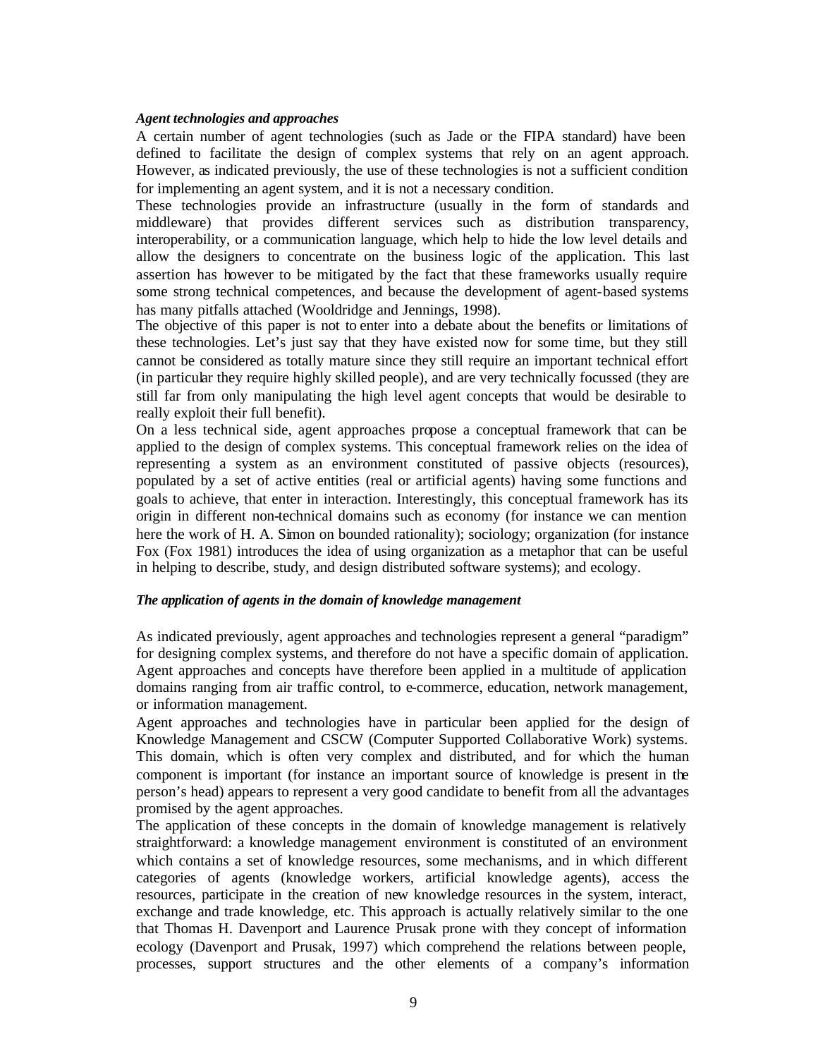***Agent technologies and approaches***

A certain number of agent technologies (such as Jade or the FIPA standard) have been defined to facilitate the design of complex systems that rely on an agent approach. However, as indicated previously, the use of these technologies is not a sufficient condition for implementing an agent system, and it is not a necessary condition.

These technologies provide an infrastructure (usually in the form of standards and middleware) that provides different services such as distribution transparency, interoperability, or a communication language, which help to hide the low level details and allow the designers to concentrate on the business logic of the application. This last assertion has however to be mitigated by the fact that these frameworks usually require some strong technical competences, and because the development of agent-based systems has many pitfalls attached (Wooldridge and Jennings, 1998).

The objective of this paper is not to enter into a debate about the benefits or limitations of these technologies. Let's just say that they have existed now for some time, but they still cannot be considered as totally mature since they still require an important technical effort (in particular they require highly skilled people), and are very technically focussed (they are still far from only manipulating the high level agent concepts that would be desirable to really exploit their full benefit).

On a less technical side, agent approaches propose a conceptual framework that can be applied to the design of complex systems. This conceptual framework relies on the idea of representing a system as an environment constituted of passive objects (resources), populated by a set of active entities (real or artificial agents) having some functions and goals to achieve, that enter in interaction. Interestingly, this conceptual framework has its origin in different non-technical domains such as economy (for instance we can mention here the work of H. A. Simon on bounded rationality); sociology; organization (for instance Fox (Fox 1981) introduces the idea of using organization as a metaphor that can be useful in helping to describe, study, and design distributed software systems); and ecology.

***The application of agents in the domain of knowledge management***

As indicated previously, agent approaches and technologies represent a general "paradigm" for designing complex systems, and therefore do not have a specific domain of application. Agent approaches and concepts have therefore been applied in a multitude of application domains ranging from air traffic control, to e-commerce, education, network management, or information management.

Agent approaches and technologies have in particular been applied for the design of Knowledge Management and CSCW (Computer Supported Collaborative Work) systems. This domain, which is often very complex and distributed, and for which the human component is important (for instance an important source of knowledge is present in the person's head) appears to represent a very good candidate to benefit from all the advantages promised by the agent approaches.

The application of these concepts in the domain of knowledge management is relatively straightforward: a knowledge management environment is constituted of an environment which contains a set of knowledge resources, some mechanisms, and in which different categories of agents (knowledge workers, artificial knowledge agents), access the resources, participate in the creation of new knowledge resources in the system, interact, exchange and trade knowledge, etc. This approach is actually relatively similar to the one that Thomas H. Davenport and Laurence Prusak prone with they concept of information ecology (Davenport and Prusak, 1997) which comprehend the relations between people, processes, support structures and the other elements of a company's information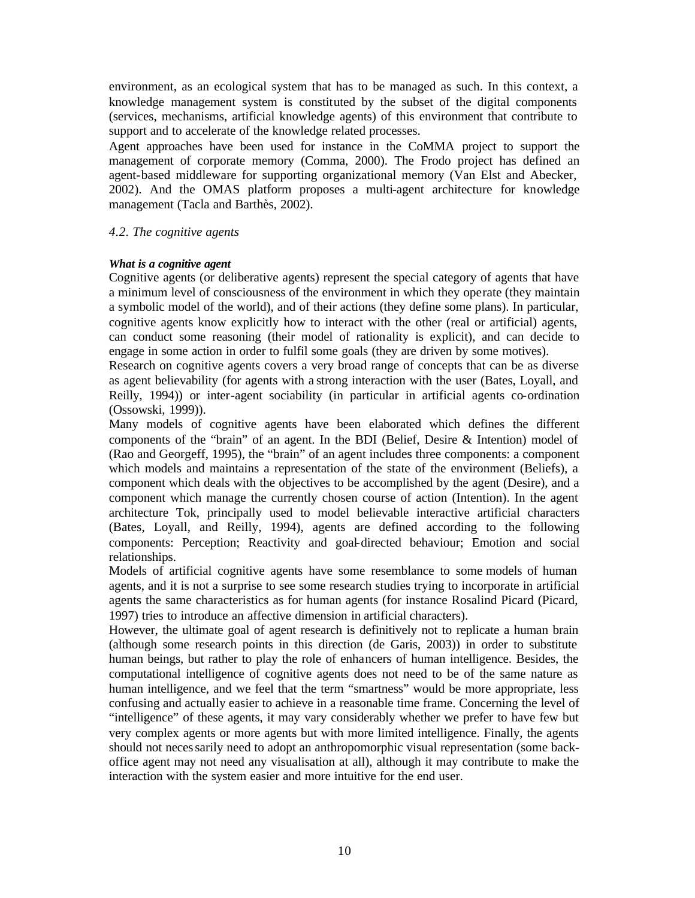environment, as an ecological system that has to be managed as such. In this context, a knowledge management system is constituted by the subset of the digital components (services, mechanisms, artificial knowledge agents) of this environment that contribute to support and to accelerate of the knowledge related processes.

Agent approaches have been used for instance in the CoMMA project to support the management of corporate memory (Comma, 2000). The Frodo project has defined an agent-based middleware for supporting organizational memory (Van Elst and Abecker, 2002). And the OMAS platform proposes a multi-agent architecture for knowledge management (Tacla and Barthès, 2002).

### *4.2. The cognitive agents*

***What is a cognitive agent***

Cognitive agents (or deliberative agents) represent the special category of agents that have a minimum level of consciousness of the environment in which they operate (they maintain a symbolic model of the world), and of their actions (they define some plans). In particular, cognitive agents know explicitly how to interact with the other (real or artificial) agents, can conduct some reasoning (their model of rationality is explicit), and can decide to engage in some action in order to fulfil some goals (they are driven by some motives).

Research on cognitive agents covers a very broad range of concepts that can be as diverse as agent believability (for agents with a strong interaction with the user (Bates, Loyall, and Reilly, 1994)) or inter-agent sociability (in particular in artificial agents co-ordination (Ossowski, 1999)).

Many models of cognitive agents have been elaborated which defines the different components of the "brain" of an agent. In the BDI (Belief, Desire & Intention) model of (Rao and Georgeff, 1995), the "brain" of an agent includes three components: a component which models and maintains a representation of the state of the environment (Beliefs), a component which deals with the objectives to be accomplished by the agent (Desire), and a component which manage the currently chosen course of action (Intention). In the agent architecture Tok, principally used to model believable interactive artificial characters (Bates, Loyall, and Reilly, 1994), agents are defined according to the following components: Perception; Reactivity and goal-directed behaviour; Emotion and social relationships.

Models of artificial cognitive agents have some resemblance to some models of human agents, and it is not a surprise to see some research studies trying to incorporate in artificial agents the same characteristics as for human agents (for instance Rosalind Picard (Picard, 1997) tries to introduce an affective dimension in artificial characters).

However, the ultimate goal of agent research is definitively not to replicate a human brain (although some research points in this direction (de Garis, 2003)) in order to substitute human beings, but rather to play the role of enhancers of human intelligence. Besides, the computational intelligence of cognitive agents does not need to be of the same nature as human intelligence, and we feel that the term "smartness" would be more appropriate, less confusing and actually easier to achieve in a reasonable time frame. Concerning the level of "intelligence" of these agents, it may vary considerably whether we prefer to have few but very complex agents or more agents but with more limited intelligence. Finally, the agents should not necessarily need to adopt an anthropomorphic visual representation (some back-office agent may not need any visualisation at all), although it may contribute to make the interaction with the system easier and more intuitive for the end user.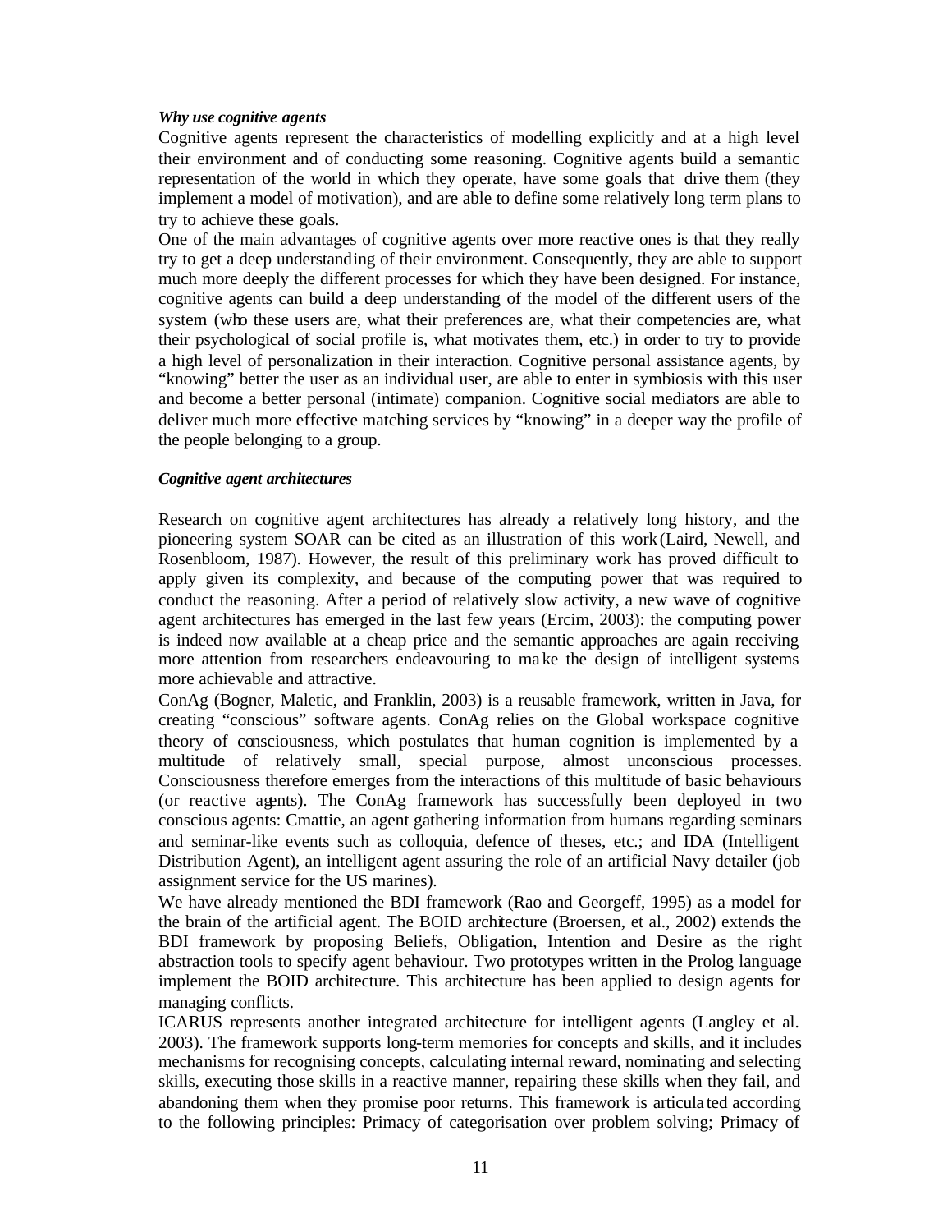***Why use cognitive agents***

Cognitive agents represent the characteristics of modelling explicitly and at a high level their environment and of conducting some reasoning. Cognitive agents build a semantic representation of the world in which they operate, have some goals that drive them (they implement a model of motivation), and are able to define some relatively long term plans to try to achieve these goals.

One of the main advantages of cognitive agents over more reactive ones is that they really try to get a deep understanding of their environment. Consequently, they are able to support much more deeply the different processes for which they have been designed. For instance, cognitive agents can build a deep understanding of the model of the different users of the system (who these users are, what their preferences are, what their competencies are, what their psychological of social profile is, what motivates them, etc.) in order to try to provide a high level of personalization in their interaction. Cognitive personal assistance agents, by "knowing" better the user as an individual user, are able to enter in symbiosis with this user and become a better personal (intimate) companion. Cognitive social mediators are able to deliver much more effective matching services by "knowing" in a deeper way the profile of the people belonging to a group.

***Cognitive agent architectures***

Research on cognitive agent architectures has already a relatively long history, and the pioneering system SOAR can be cited as an illustration of this work (Laird, Newell, and Rosenbloom, 1987). However, the result of this preliminary work has proved difficult to apply given its complexity, and because of the computing power that was required to conduct the reasoning. After a period of relatively slow activity, a new wave of cognitive agent architectures has emerged in the last few years (Ercim, 2003): the computing power is indeed now available at a cheap price and the semantic approaches are again receiving more attention from researchers endeavouring to make the design of intelligent systems more achievable and attractive.

ConAg (Bogner, Maletic, and Franklin, 2003) is a reusable framework, written in Java, for creating "conscious" software agents. ConAg relies on the Global workspace cognitive theory of consciousness, which postulates that human cognition is implemented by a multitude of relatively small, special purpose, almost unconscious processes. Consciousness therefore emerges from the interactions of this multitude of basic behaviours (or reactive agents). The ConAg framework has successfully been deployed in two conscious agents: Cmattie, an agent gathering information from humans regarding seminars and seminar-like events such as colloquia, defence of theses, etc.; and IDA (Intelligent Distribution Agent), an intelligent agent assuring the role of an artificial Navy detailer (job assignment service for the US marines).

We have already mentioned the BDI framework (Rao and Georgeff, 1995) as a model for the brain of the artificial agent. The BOID architecture (Broersen, et al., 2002) extends the BDI framework by proposing Beliefs, Obligation, Intention and Desire as the right abstraction tools to specify agent behaviour. Two prototypes written in the Prolog language implement the BOID architecture. This architecture has been applied to design agents for managing conflicts.

ICARUS represents another integrated architecture for intelligent agents (Langley et al. 2003). The framework supports long-term memories for concepts and skills, and it includes mechanisms for recognising concepts, calculating internal reward, nominating and selecting skills, executing those skills in a reactive manner, repairing these skills when they fail, and abandoning them when they promise poor returns. This framework is articulated according to the following principles: Primacy of categorisation over problem solving; Primacy of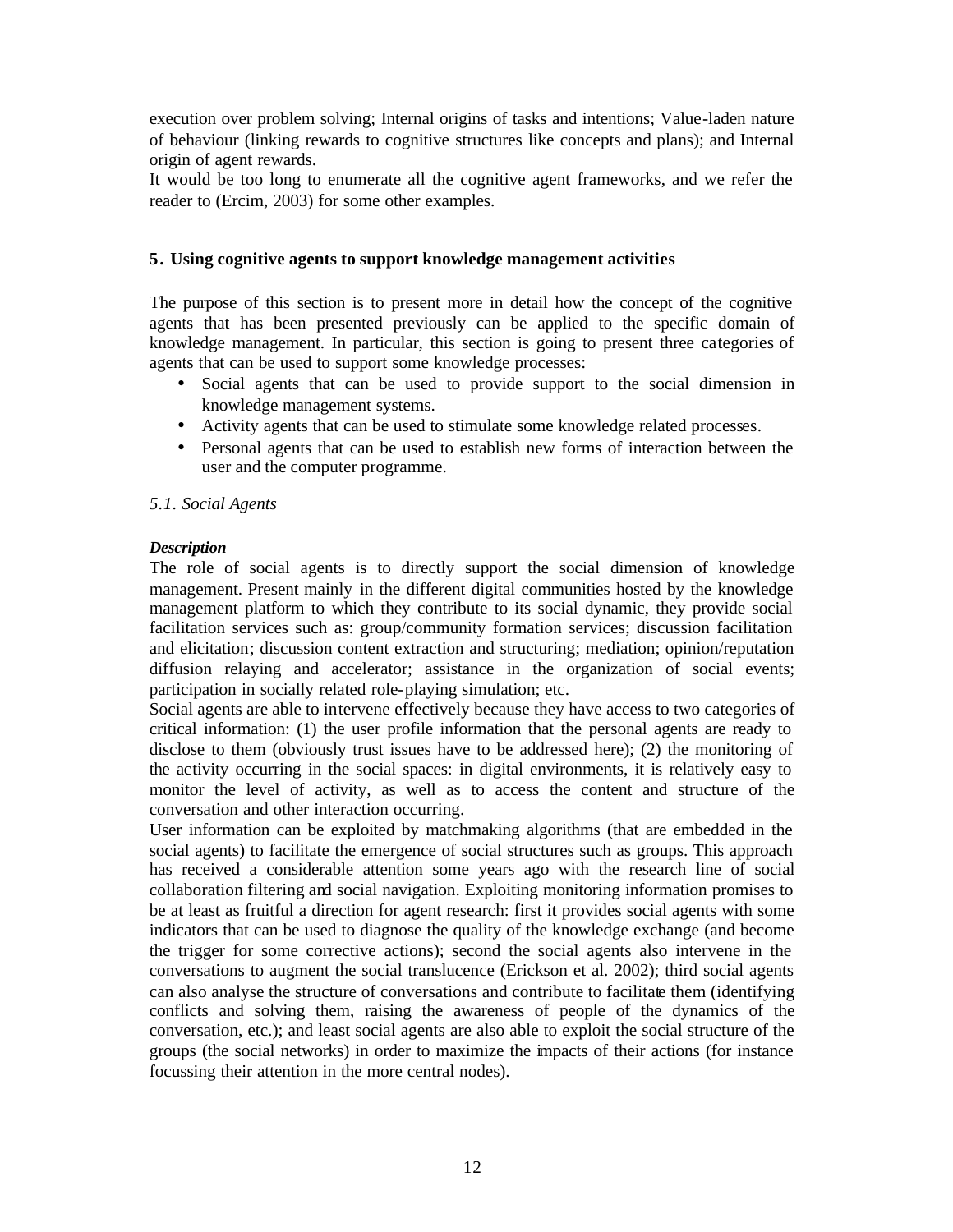execution over problem solving; Internal origins of tasks and intentions; Value-laden nature of behaviour (linking rewards to cognitive structures like concepts and plans); and Internal origin of agent rewards.

It would be too long to enumerate all the cognitive agent frameworks, and we refer the reader to (Ercim, 2003) for some other examples.

## 5. Using cognitive agents to support knowledge management activities

The purpose of this section is to present more in detail how the concept of the cognitive agents that has been presented previously can be applied to the specific domain of knowledge management. In particular, this section is going to present three categories of agents that can be used to support some knowledge processes:

- Social agents that can be used to provide support to the social dimension in knowledge management systems.
- Activity agents that can be used to stimulate some knowledge related processes.
- Personal agents that can be used to establish new forms of interaction between the user and the computer programme.

### *5.1. Social Agents*

***Description***

The role of social agents is to directly support the social dimension of knowledge management. Present mainly in the different digital communities hosted by the knowledge management platform to which they contribute to its social dynamic, they provide social facilitation services such as: group/community formation services; discussion facilitation and elicitation; discussion content extraction and structuring; mediation; opinion/reputation diffusion relaying and accelerator; assistance in the organization of social events; participation in socially related role-playing simulation; etc.

Social agents are able to intervene effectively because they have access to two categories of critical information: (1) the user profile information that the personal agents are ready to disclose to them (obviously trust issues have to be addressed here); (2) the monitoring of the activity occurring in the social spaces: in digital environments, it is relatively easy to monitor the level of activity, as well as to access the content and structure of the conversation and other interaction occurring.

User information can be exploited by matchmaking algorithms (that are embedded in the social agents) to facilitate the emergence of social structures such as groups. This approach has received a considerable attention some years ago with the research line of social collaboration filtering and social navigation. Exploiting monitoring information promises to be at least as fruitful a direction for agent research: first it provides social agents with some indicators that can be used to diagnose the quality of the knowledge exchange (and become the trigger for some corrective actions); second the social agents also intervene in the conversations to augment the social translucence (Erickson et al. 2002); third social agents can also analyse the structure of conversations and contribute to facilitate them (identifying conflicts and solving them, raising the awareness of people of the dynamics of the conversation, etc.); and least social agents are also able to exploit the social structure of the groups (the social networks) in order to maximize the impacts of their actions (for instance focussing their attention in the more central nodes).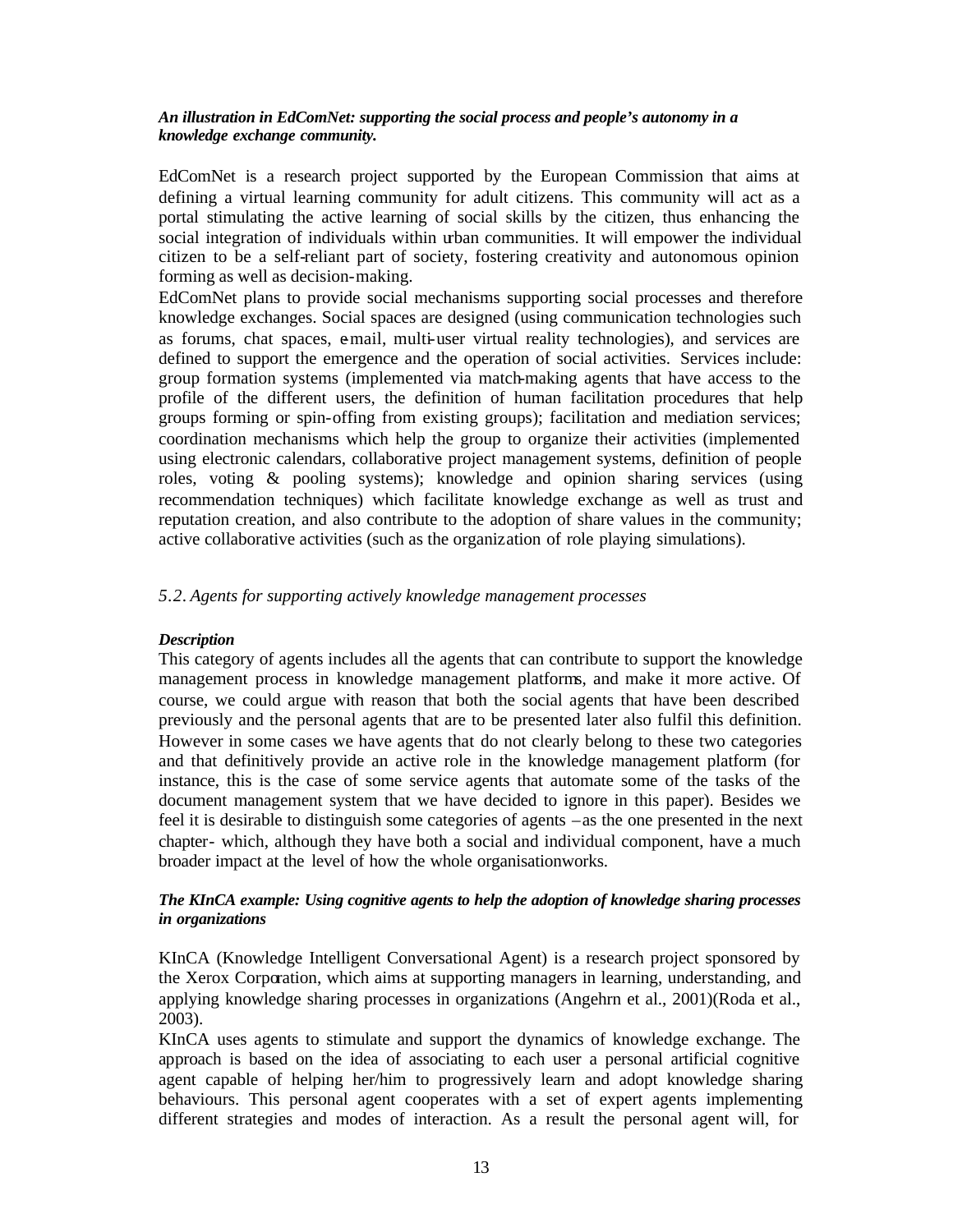***An illustration in EdComNet: supporting the social process and people's autonomy in a knowledge exchange community.***

EdComNet is a research project supported by the European Commission that aims at defining a virtual learning community for adult citizens. This community will act as a portal stimulating the active learning of social skills by the citizen, thus enhancing the social integration of individuals within urban communities. It will empower the individual citizen to be a self-reliant part of society, fostering creativity and autonomous opinion forming as well as decision-making.

EdComNet plans to provide social mechanisms supporting social processes and therefore knowledge exchanges. Social spaces are designed (using communication technologies such as forums, chat spaces, e-mail, multi-user virtual reality technologies), and services are defined to support the emergence and the operation of social activities. Services include: group formation systems (implemented via match-making agents that have access to the profile of the different users, the definition of human facilitation procedures that help groups forming or spin-offing from existing groups); facilitation and mediation services; coordination mechanisms which help the group to organize their activities (implemented using electronic calendars, collaborative project management systems, definition of people roles, voting & pooling systems); knowledge and opinion sharing services (using recommendation techniques) which facilitate knowledge exchange as well as trust and reputation creation, and also contribute to the adoption of share values in the community; active collaborative activities (such as the organization of role playing simulations).

### *5.2. Agents for supporting actively knowledge management processes*

***Description***

This category of agents includes all the agents that can contribute to support the knowledge management process in knowledge management platforms, and make it more active. Of course, we could argue with reason that both the social agents that have been described previously and the personal agents that are to be presented later also fulfil this definition. However in some cases we have agents that do not clearly belong to these two categories and that definitively provide an active role in the knowledge management platform (for instance, this is the case of some service agents that automate some of the tasks of the document management system that we have decided to ignore in this paper). Besides we feel it is desirable to distinguish some categories of agents – as the one presented in the next chapter- which, although they have both a social and individual component, have a much broader impact at the level of how the whole organisationworks.

***The KInCA example: Using cognitive agents to help the adoption of knowledge sharing processes in organizations***

KInCA (Knowledge Intelligent Conversational Agent) is a research project sponsored by the Xerox Corporation, which aims at supporting managers in learning, understanding, and applying knowledge sharing processes in organizations (Angehrn et al., 2001)(Roda et al., 2003).

KInCA uses agents to stimulate and support the dynamics of knowledge exchange. The approach is based on the idea of associating to each user a personal artificial cognitive agent capable of helping her/him to progressively learn and adopt knowledge sharing behaviours. This personal agent cooperates with a set of expert agents implementing different strategies and modes of interaction. As a result the personal agent will, for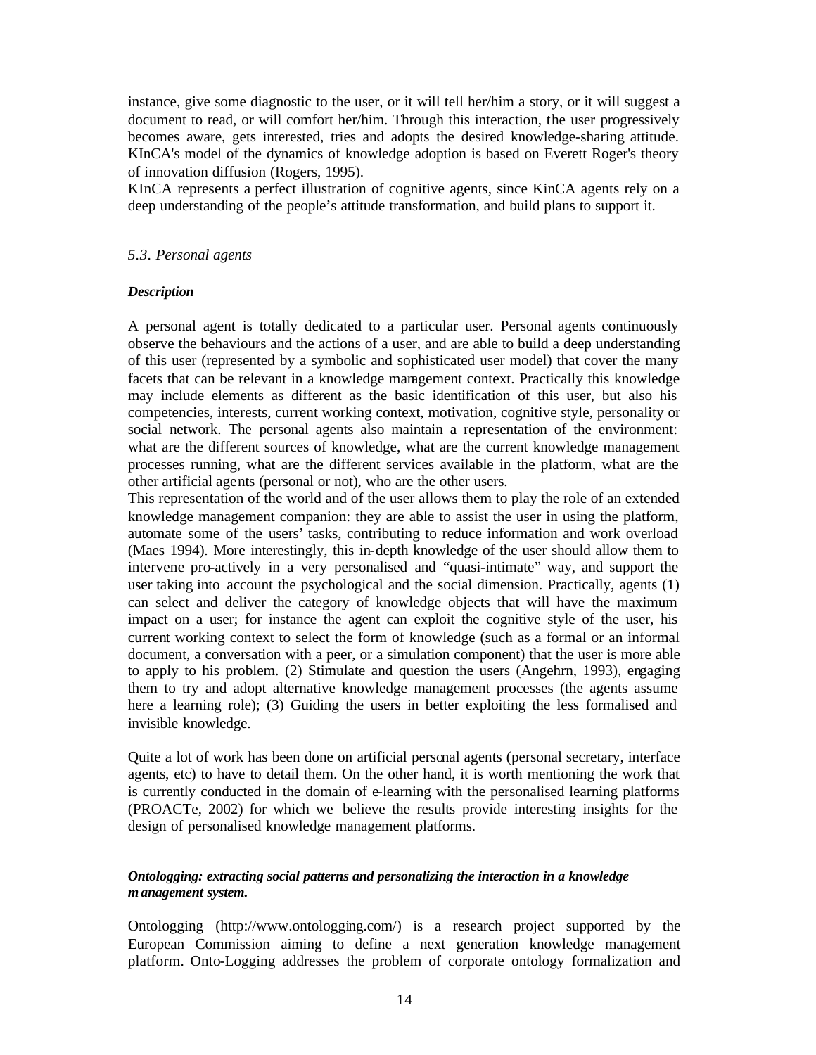instance, give some diagnostic to the user, or it will tell her/him a story, or it will suggest a document to read, or will comfort her/him. Through this interaction, the user progressively becomes aware, gets interested, tries and adopts the desired knowledge-sharing attitude. KInCA's model of the dynamics of knowledge adoption is based on Everett Roger's theory of innovation diffusion (Rogers, 1995).

KInCA represents a perfect illustration of cognitive agents, since KinCA agents rely on a deep understanding of the people's attitude transformation, and build plans to support it.

### *5.3. Personal agents*

***Description***

A personal agent is totally dedicated to a particular user. Personal agents continuously observe the behaviours and the actions of a user, and are able to build a deep understanding of this user (represented by a symbolic and sophisticated user model) that cover the many facets that can be relevant in a knowledge management context. Practically this knowledge may include elements as different as the basic identification of this user, but also his competencies, interests, current working context, motivation, cognitive style, personality or social network. The personal agents also maintain a representation of the environment: what are the different sources of knowledge, what are the current knowledge management processes running, what are the different services available in the platform, what are the other artificial agents (personal or not), who are the other users.

This representation of the world and of the user allows them to play the role of an extended knowledge management companion: they are able to assist the user in using the platform, automate some of the users' tasks, contributing to reduce information and work overload (Maes 1994). More interestingly, this in-depth knowledge of the user should allow them to intervene pro-actively in a very personalised and "quasi-intimate" way, and support the user taking into account the psychological and the social dimension. Practically, agents (1) can select and deliver the category of knowledge objects that will have the maximum impact on a user; for instance the agent can exploit the cognitive style of the user, his current working context to select the form of knowledge (such as a formal or an informal document, a conversation with a peer, or a simulation component) that the user is more able to apply to his problem. (2) Stimulate and question the users (Angehrn, 1993), engaging them to try and adopt alternative knowledge management processes (the agents assume here a learning role); (3) Guiding the users in better exploiting the less formalised and invisible knowledge.

Quite a lot of work has been done on artificial personal agents (personal secretary, interface agents, etc) to have to detail them. On the other hand, it is worth mentioning the work that is currently conducted in the domain of e-learning with the personalised learning platforms (PROACTe, 2002) for which we believe the results provide interesting insights for the design of personalised knowledge management platforms.

***Ontologging: extracting social patterns and personalizing the interaction in a knowledge management system.***

Ontologging (http://www.ontologging.com/) is a research project supported by the European Commission aiming to define a next generation knowledge management platform. Onto-Logging addresses the problem of corporate ontology formalization and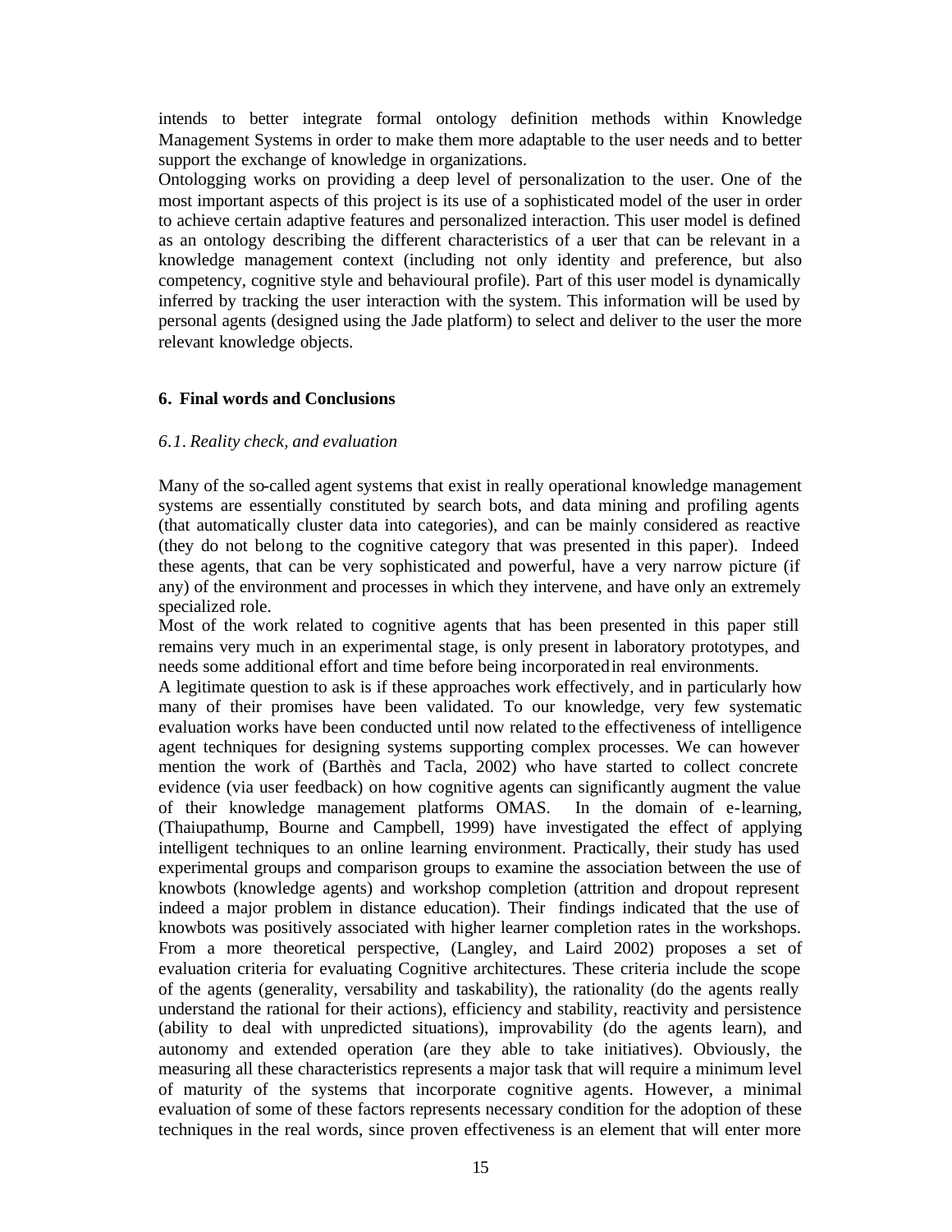intends to better integrate formal ontology definition methods within Knowledge Management Systems in order to make them more adaptable to the user needs and to better support the exchange of knowledge in organizations.

Ontologging works on providing a deep level of personalization to the user. One of the most important aspects of this project is its use of a sophisticated model of the user in order to achieve certain adaptive features and personalized interaction. This user model is defined as an ontology describing the different characteristics of a user that can be relevant in a knowledge management context (including not only identity and preference, but also competency, cognitive style and behavioural profile). Part of this user model is dynamically inferred by tracking the user interaction with the system. This information will be used by personal agents (designed using the Jade platform) to select and deliver to the user the more relevant knowledge objects.

## 6. Final words and Conclusions

### *6.1. Reality check, and evaluation*

Many of the so-called agent systems that exist in really operational knowledge management systems are essentially constituted by search bots, and data mining and profiling agents (that automatically cluster data into categories), and can be mainly considered as reactive (they do not belong to the cognitive category that was presented in this paper). Indeed these agents, that can be very sophisticated and powerful, have a very narrow picture (if any) of the environment and processes in which they intervene, and have only an extremely specialized role.

Most of the work related to cognitive agents that has been presented in this paper still remains very much in an experimental stage, is only present in laboratory prototypes, and needs some additional effort and time before being incorporated in real environments.

A legitimate question to ask is if these approaches work effectively, and in particularly how many of their promises have been validated. To our knowledge, very few systematic evaluation works have been conducted until now related to the effectiveness of intelligence agent techniques for designing systems supporting complex processes. We can however mention the work of (Barthès and Tacla, 2002) who have started to collect concrete evidence (via user feedback) on how cognitive agents can significantly augment the value of their knowledge management platforms OMAS. In the domain of e-learning, (Thaiupathump, Bourne and Campbell, 1999) have investigated the effect of applying intelligent techniques to an online learning environment. Practically, their study has used experimental groups and comparison groups to examine the association between the use of knowbots (knowledge agents) and workshop completion (attrition and dropout represent indeed a major problem in distance education). Their findings indicated that the use of knowbots was positively associated with higher learner completion rates in the workshops. From a more theoretical perspective, (Langley, and Laird 2002) proposes a set of evaluation criteria for evaluating Cognitive architectures. These criteria include the scope of the agents (generality, versability and taskability), the rationality (do the agents really understand the rational for their actions), efficiency and stability, reactivity and persistence (ability to deal with unpredicted situations), improvability (do the agents learn), and autonomy and extended operation (are they able to take initiatives). Obviously, the measuring all these characteristics represents a major task that will require a minimum level of maturity of the systems that incorporate cognitive agents. However, a minimal evaluation of some of these factors represents necessary condition for the adoption of these techniques in the real words, since proven effectiveness is an element that will enter more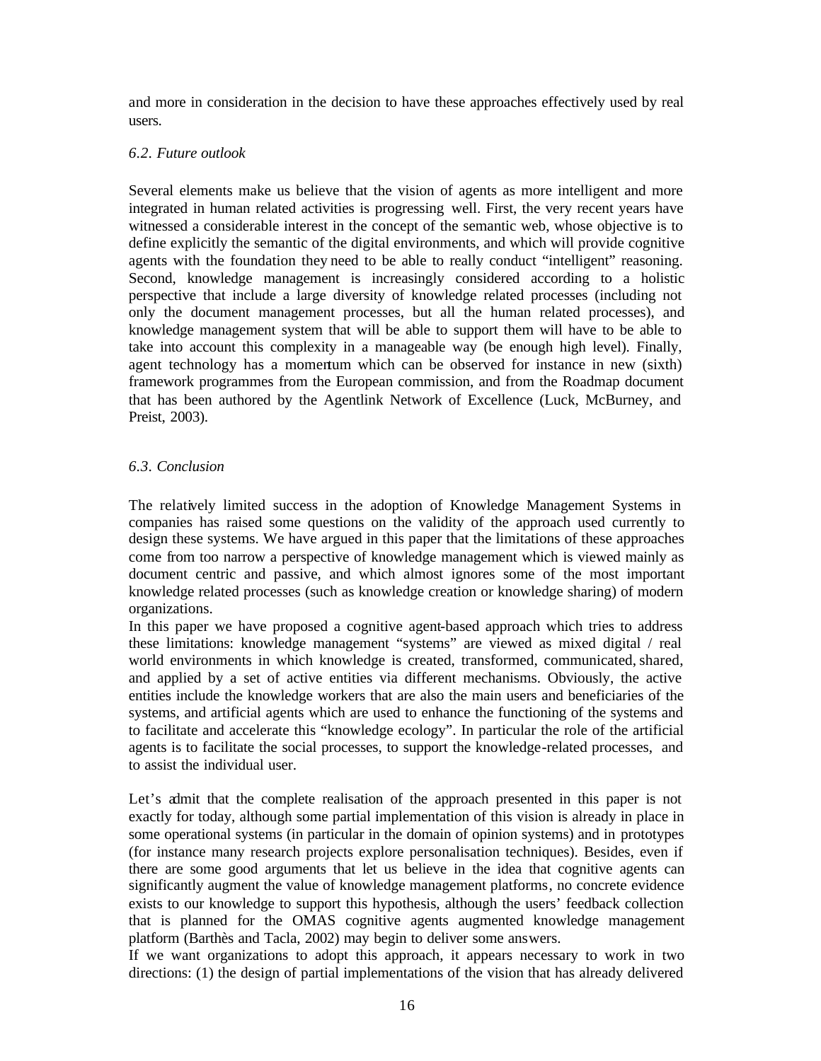and more in consideration in the decision to have these approaches effectively used by real users.

### *6.2. Future outlook*

Several elements make us believe that the vision of agents as more intelligent and more integrated in human related activities is progressing well. First, the very recent years have witnessed a considerable interest in the concept of the semantic web, whose objective is to define explicitly the semantic of the digital environments, and which will provide cognitive agents with the foundation they need to be able to really conduct "intelligent" reasoning. Second, knowledge management is increasingly considered according to a holistic perspective that include a large diversity of knowledge related processes (including not only the document management processes, but all the human related processes), and knowledge management system that will be able to support them will have to be able to take into account this complexity in a manageable way (be enough high level). Finally, agent technology has a momentum which can be observed for instance in new (sixth) framework programmes from the European commission, and from the Roadmap document that has been authored by the Agentlink Network of Excellence (Luck, McBurney, and Preist, 2003).

### *6.3. Conclusion*

The relatively limited success in the adoption of Knowledge Management Systems in companies has raised some questions on the validity of the approach used currently to design these systems. We have argued in this paper that the limitations of these approaches come from too narrow a perspective of knowledge management which is viewed mainly as document centric and passive, and which almost ignores some of the most important knowledge related processes (such as knowledge creation or knowledge sharing) of modern organizations.

In this paper we have proposed a cognitive agent-based approach which tries to address these limitations: knowledge management "systems" are viewed as mixed digital / real world environments in which knowledge is created, transformed, communicated, shared, and applied by a set of active entities via different mechanisms. Obviously, the active entities include the knowledge workers that are also the main users and beneficiaries of the systems, and artificial agents which are used to enhance the functioning of the systems and to facilitate and accelerate this "knowledge ecology". In particular the role of the artificial agents is to facilitate the social processes, to support the knowledge-related processes, and to assist the individual user.

Let's admit that the complete realisation of the approach presented in this paper is not exactly for today, although some partial implementation of this vision is already in place in some operational systems (in particular in the domain of opinion systems) and in prototypes (for instance many research projects explore personalisation techniques). Besides, even if there are some good arguments that let us believe in the idea that cognitive agents can significantly augment the value of knowledge management platforms, no concrete evidence exists to our knowledge to support this hypothesis, although the users' feedback collection that is planned for the OMAS cognitive agents augmented knowledge management platform (Barthès and Tacla, 2002) may begin to deliver some answers.

If we want organizations to adopt this approach, it appears necessary to work in two directions: (1) the design of partial implementations of the vision that has already delivered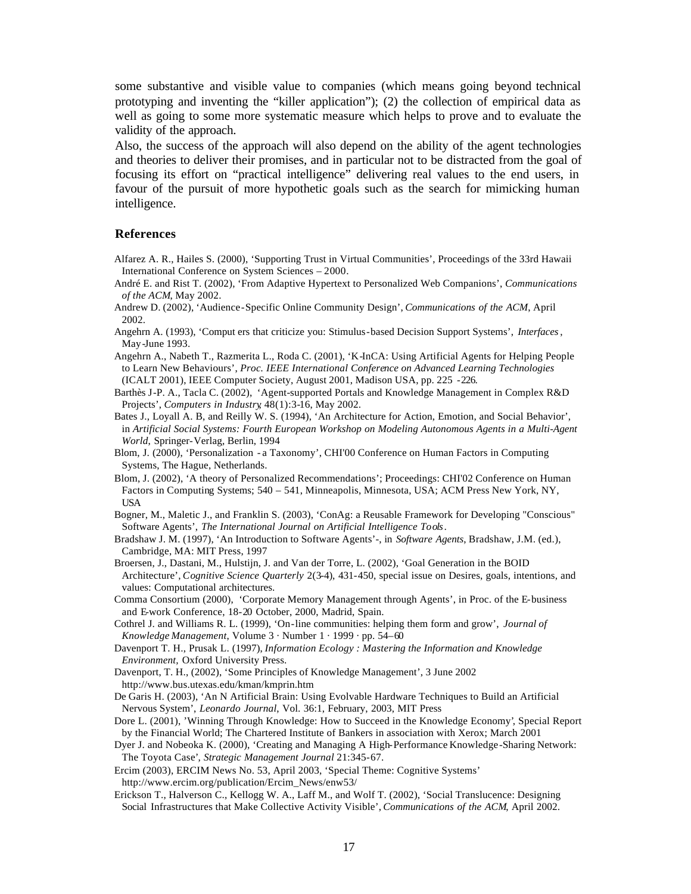some substantive and visible value to companies (which means going beyond technical prototyping and inventing the "killer application"); (2) the collection of empirical data as well as going to some more systematic measure which helps to prove and to evaluate the validity of the approach.

Also, the success of the approach will also depend on the ability of the agent technologies and theories to deliver their promises, and in particular not to be distracted from the goal of focusing its effort on "practical intelligence" delivering real values to the end users, in favour of the pursuit of more hypothetic goals such as the search for mimicking human intelligence.

## References

Alfarez A. R., Hailes S. (2000), 'Supporting Trust in Virtual Communities', Proceedings of the 33rd Hawaii International Conference on System Sciences – 2000.

André E. and Rist T. (2002), 'From Adaptive Hypertext to Personalized Web Companions', *Communications of the ACM*, May 2002.

Andrew D. (2002), 'Audience-Specific Online Community Design', *Communications of the ACM*, April 2002.

Angehrn A. (1993), 'Comput ers that criticize you: Stimulus-based Decision Support Systems', *Interfaces*, May-June 1993.

Angehrn A., Nabeth T., Razmerita L., Roda C. (2001), 'K-InCA: Using Artificial Agents for Helping People to Learn New Behaviours', *Proc. IEEE International Conference on Advanced Learning Technologies* (ICALT 2001), IEEE Computer Society, August 2001, Madison USA, pp. 225 -226.

Barthès J-P. A., Tacla C. (2002), 'Agent-supported Portals and Knowledge Management in Complex R&D Projects', *Computers in Industry*, 48(1):3-16, May 2002.

Bates J., Loyall A. B, and Reilly W. S. (1994), 'An Architecture for Action, Emotion, and Social Behavior', in *Artificial Social Systems: Fourth European Workshop on Modeling Autonomous Agents in a Multi-Agent World*, Springer-Verlag, Berlin, 1994

Blom, J. (2000), 'Personalization - a Taxonomy', CHI'00 Conference on Human Factors in Computing Systems, The Hague, Netherlands.

Blom, J. (2002), 'A theory of Personalized Recommendations'; Proceedings: CHI'02 Conference on Human Factors in Computing Systems; 540 – 541, Minneapolis, Minnesota, USA; ACM Press New York, NY, USA

Bogner, M., Maletic J., and Franklin S. (2003), 'ConAg: a Reusable Framework for Developing "Conscious" Software Agents', *The International Journal on Artificial Intelligence Tools*.

Bradshaw J. M. (1997), 'An Introduction to Software Agents'-, in *Software Agents*, Bradshaw, J.M. (ed.), Cambridge, MA: MIT Press, 1997

Broersen, J., Dastani, M., Hulstijn, J. and Van der Torre, L. (2002), 'Goal Generation in the BOID Architecture', *Cognitive Science Quarterly* 2(3-4), 431-450, special issue on Desires, goals, intentions, and values: Computational architectures.

Comma Consortium (2000), 'Corporate Memory Management through Agents', in Proc. of the E-business and E-work Conference, 18-20 October, 2000, Madrid, Spain.

Cothrel J. and Williams R. L. (1999), 'On-line communities: helping them form and grow', *Journal of Knowledge Management*, Volume 3 · Number 1 · 1999 · pp. 54–60

Davenport T. H., Prusak L. (1997), *Information Ecology : Mastering the Information and Knowledge Environment*, Oxford University Press.

Davenport, T. H., (2002), 'Some Principles of Knowledge Management', 3 June 2002 http://www.bus.utexas.edu/kman/kmprin.htm

De Garis H. (2003), 'An N Artificial Brain: Using Evolvable Hardware Techniques to Build an Artificial Nervous System', *Leonardo Journal*, Vol. 36:1, February, 2003, MIT Press

Dore L. (2001), 'Winning Through Knowledge: How to Succeed in the Knowledge Economy', Special Report by the Financial World; The Chartered Institute of Bankers in association with Xerox; March 2001

Dyer J. and Nobeoka K. (2000), 'Creating and Managing A High-Performance Knowledge-Sharing Network: The Toyota Case', *Strategic Management Journal* 21:345-67.

Ercim (2003), ERCIM News No. 53, April 2003, 'Special Theme: Cognitive Systems' http://www.ercim.org/publication/Ercim_News/enw53/

Erickson T., Halverson C., Kellogg W. A., Laff M., and Wolf T. (2002), 'Social Translucence: Designing Social Infrastructures that Make Collective Activity Visible', *Communications of the ACM*, April 2002.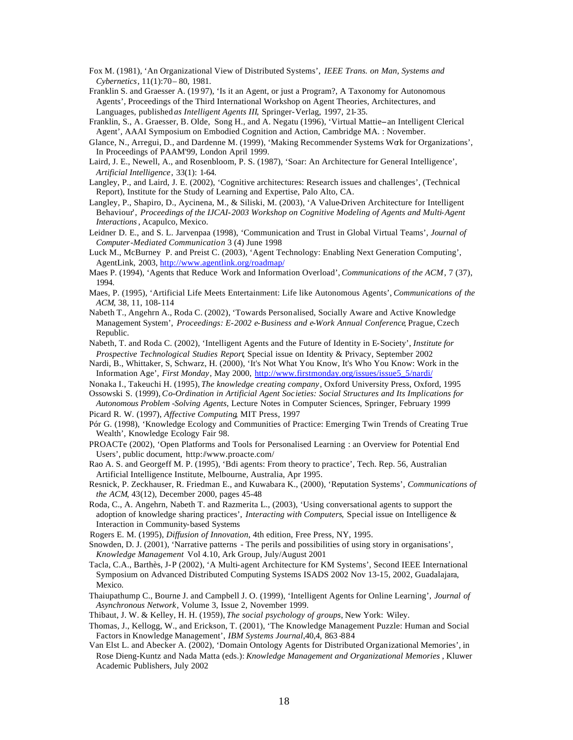Fox M. (1981), 'An Organizational View of Distributed Systems', *IEEE Trans. on Man, Systems and Cybernetics*, 11(1):70– 80, 1981.

Franklin S. and Graesser A. (1997), 'Is it an Agent, or just a Program?, A Taxonomy for Autonomous Agents', Proceedings of the Third International Workshop on Agent Theories, Architectures, and Languages, published *as Intelligent Agents III*, Springer-Verlag, 1997, 21-35.

Franklin, S., A. Graesser, B. Olde, Song H., and A. Negatu (1996), 'Virtual Mattie—an Intelligent Clerical Agent', AAAI Symposium on Embodied Cognition and Action, Cambridge MA. : November.

Glance, N., Arregui, D., and Dardenne M. (1999), 'Making Recommender Systems Work for Organizations', In Proceedings of PAAM'99, London April 1999.

Laird, J. E., Newell, A., and Rosenbloom, P. S. (1987), 'Soar: An Architecture for General Intelligence', *Artificial Intelligence*, 33(1): 1-64.

Langley, P., and Laird, J. E. (2002), 'Cognitive architectures: Research issues and challenges', (Technical Report), Institute for the Study of Learning and Expertise, Palo Alto, CA.

Langley, P., Shapiro, D., Aycinena, M., & Siliski, M. (2003), 'A Value-Driven Architecture for Intelligent Behaviour', *Proceedings of the IJCAI-2003 Workshop on Cognitive Modeling of Agents and Multi-Agent Interactions*, Acapulco, Mexico.

Leidner D. E., and S. L. Jarvenpaa (1998), 'Communication and Trust in Global Virtual Teams', *Journal of Computer-Mediated Communication* 3 (4) June 1998

Luck M., McBurney P. and Preist C. (2003), 'Agent Technology: Enabling Next Generation Computing', AgentLink, 2003, http://www.agentlink.org/roadmap/

Maes P. (1994), 'Agents that Reduce Work and Information Overload', *Communications of the ACM*, 7 (37), 1994.

Maes, P. (1995), 'Artificial Life Meets Entertainment: Life like Autonomous Agents', *Communications of the ACM*, 38, 11, 108-114

Nabeth T., Angehrn A., Roda C. (2002), 'Towards Personalised, Socially Aware and Active Knowledge Management System', *Proceedings: E-2002 e-Business and e-Work Annual Conference*, Prague, Czech Republic.

Nabeth, T. and Roda C. (2002), 'Intelligent Agents and the Future of Identity in E-Society', *Institute for Prospective Technological Studies Report*, Special issue on Identity & Privacy, September 2002

Nardi, B., Whittaker, S, Schwarz, H. (2000), 'It's Not What You Know, It's Who You Know: Work in the Information Age', *First Monday*, May 2000, http://www.firstmonday.org/issues/issue5_5/nardi/

Nonaka I., Takeuchi H. (1995), *The knowledge creating company*, Oxford University Press, Oxford, 1995

Ossowski S. (1999), *Co-Ordination in Artificial Agent Societies: Social Structures and Its Implications for Autonomous Problem-Solving Agents*, Lecture Notes in Computer Sciences, Springer, February 1999

Picard R. W. (1997), *Affective Computing*, MIT Press, 1997

Pór G. (1998), 'Knowledge Ecology and Communities of Practice: Emerging Twin Trends of Creating True Wealth', Knowledge Ecology Fair 98.

PROACTe (2002), 'Open Platforms and Tools for Personalised Learning : an Overview for Potential End Users', public document, http://www.proacte.com/

Rao A. S. and Georgeff M. P. (1995), 'Bdi agents: From theory to practice', Tech. Rep. 56, Australian Artificial Intelligence Institute, Melbourne, Australia, Apr 1995.

Resnick, P. Zeckhauser, R. Friedman E., and Kuwabara K., (2000), 'Reputation Systems', *Communications of the ACM*, 43(12), December 2000, pages 45-48

Roda, C., A. Angehrn, Nabeth T. and Razmerita L., (2003), 'Using conversational agents to support the adoption of knowledge sharing practices', *Interacting with Computers*, Special issue on Intelligence & Interaction in Community-based Systems

Rogers E. M. (1995), *Diffusion of Innovation*, 4th edition, Free Press, NY, 1995.

Snowden, D. J. (2001), 'Narrative patterns - The perils and possibilities of using story in organisations', *Knowledge Management* Vol 4.10, Ark Group, July/August 2001

Tacla, C.A., Barthès, J-P (2002), 'A Multi-agent Architecture for KM Systems', Second IEEE International Symposium on Advanced Distributed Computing Systems ISADS 2002 Nov 13-15, 2002, Guadalajara, Mexico.

Thaiupathump C., Bourne J. and Campbell J. O. (1999), 'Intelligent Agents for Online Learning', *Journal of Asynchronous Network*, Volume 3, Issue 2, November 1999.

Thibaut, J. W. & Kelley, H. H. (1959), *The social psychology of groups*, New York: Wiley.

Thomas, J., Kellogg, W., and Erickson, T. (2001), 'The Knowledge Management Puzzle: Human and Social Factors in Knowledge Management', *IBM Systems Journal*, 40,4, 863-884

Van Elst L. and Abecker A. (2002), 'Domain Ontology Agents for Distributed Organizational Memories', in Rose Dieng-Kuntz and Nada Matta (eds.): *Knowledge Management and Organizational Memories*, Kluwer Academic Publishers, July 2002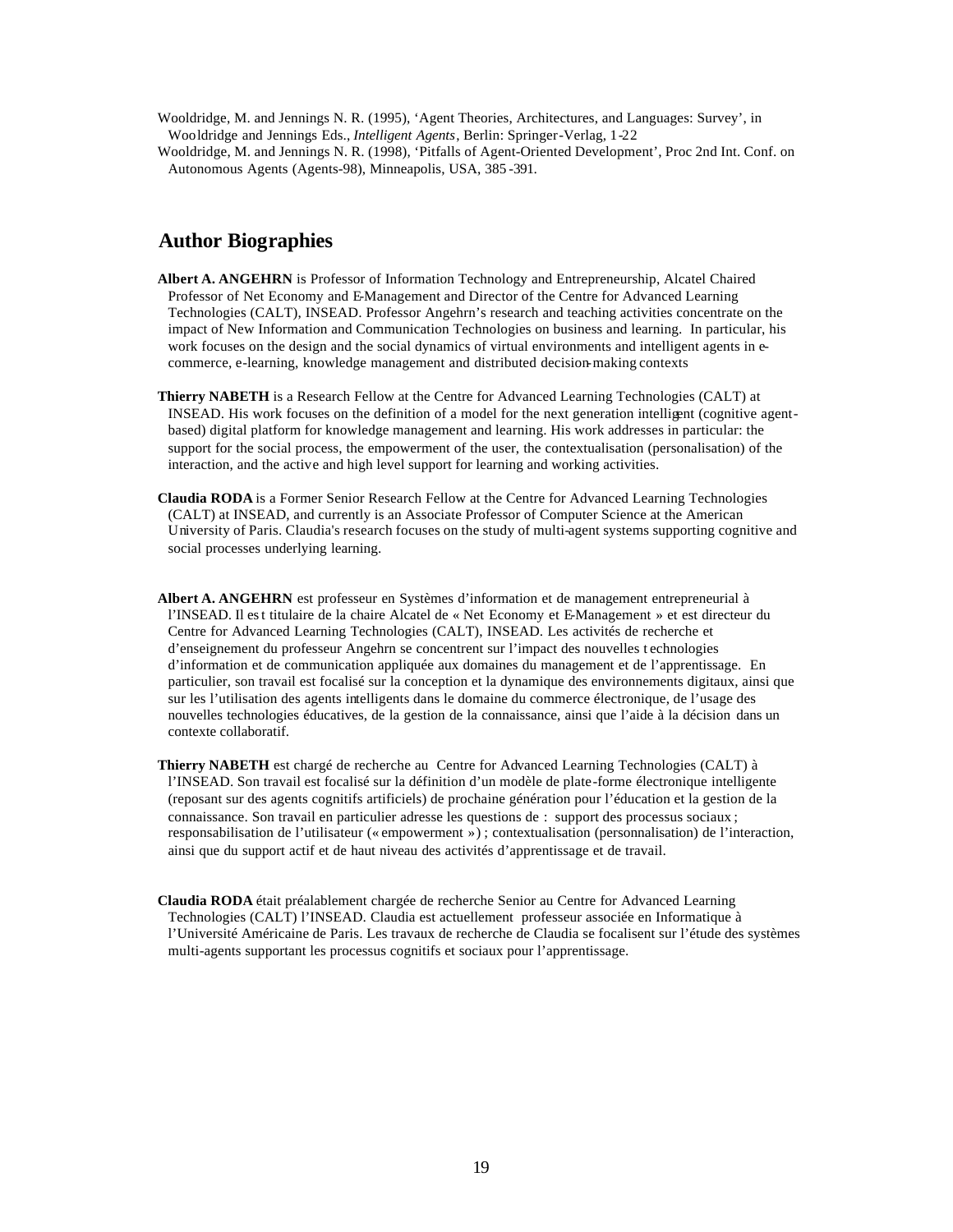Wooldridge, M. and Jennings N. R. (1995), 'Agent Theories, Architectures, and Languages: Survey', in Wooldridge and Jennings Eds., *Intelligent Agents*, Berlin: Springer-Verlag, 1-22

Wooldridge, M. and Jennings N. R. (1998), 'Pitfalls of Agent-Oriented Development', Proc 2nd Int. Conf. on Autonomous Agents (Agents-98), Minneapolis, USA, 385-391.

## Author Biographies

**Albert A. ANGEHRN** is Professor of Information Technology and Entrepreneurship, Alcatel Chaired Professor of Net Economy and E-Management and Director of the Centre for Advanced Learning Technologies (CALT), INSEAD. Professor Angehrn's research and teaching activities concentrate on the impact of New Information and Communication Technologies on business and learning. In particular, his work focuses on the design and the social dynamics of virtual environments and intelligent agents in e-commerce, e-learning, knowledge management and distributed decision-making contexts

**Thierry NABETH** is a Research Fellow at the Centre for Advanced Learning Technologies (CALT) at INSEAD. His work focuses on the definition of a model for the next generation intelligent (cognitive agent-based) digital platform for knowledge management and learning. His work addresses in particular: the support for the social process, the empowerment of the user, the contextualisation (personalisation) of the interaction, and the active and high level support for learning and working activities.

**Claudia RODA** is a Former Senior Research Fellow at the Centre for Advanced Learning Technologies (CALT) at INSEAD, and currently is an Associate Professor of Computer Science at the American University of Paris. Claudia's research focuses on the study of multi-agent systems supporting cognitive and social processes underlying learning.

**Albert A. ANGEHRN** est professeur en Systèmes d'information et de management entrepreneurial à l'INSEAD. Il est titulaire de la chaire Alcatel de « Net Economy et E-Management » et est directeur du Centre for Advanced Learning Technologies (CALT), INSEAD. Les activités de recherche et d'enseignement du professeur Angehrn se concentrent sur l'impact des nouvelles technologies d'information et de communication appliquée aux domaines du management et de l'apprentissage. En particulier, son travail est focalisé sur la conception et la dynamique des environnements digitaux, ainsi que sur les l'utilisation des agents intelligents dans le domaine du commerce électronique, de l'usage des nouvelles technologies éducatives, de la gestion de la connaissance, ainsi que l'aide à la décision dans un contexte collaboratif.

**Thierry NABETH** est chargé de recherche au Centre for Advanced Learning Technologies (CALT) à l'INSEAD. Son travail est focalisé sur la définition d'un modèle de plate-forme électronique intelligente (reposant sur des agents cognitifs artificiels) de prochaine génération pour l'éducation et la gestion de la connaissance. Son travail en particulier adresse les questions de : support des processus sociaux ; responsabilisation de l'utilisateur (« empowerment ») ; contextualisation (personnalisation) de l'interaction, ainsi que du support actif et de haut niveau des activités d'apprentissage et de travail.

**Claudia RODA** était préalablement chargée de recherche Senior au Centre for Advanced Learning Technologies (CALT) l'INSEAD. Claudia est actuellement professeur associée en Informatique à l'Université Américaine de Paris. Les travaux de recherche de Claudia se focalisent sur l'étude des systèmes multi-agents supportant les processus cognitifs et sociaux pour l'apprentissage.